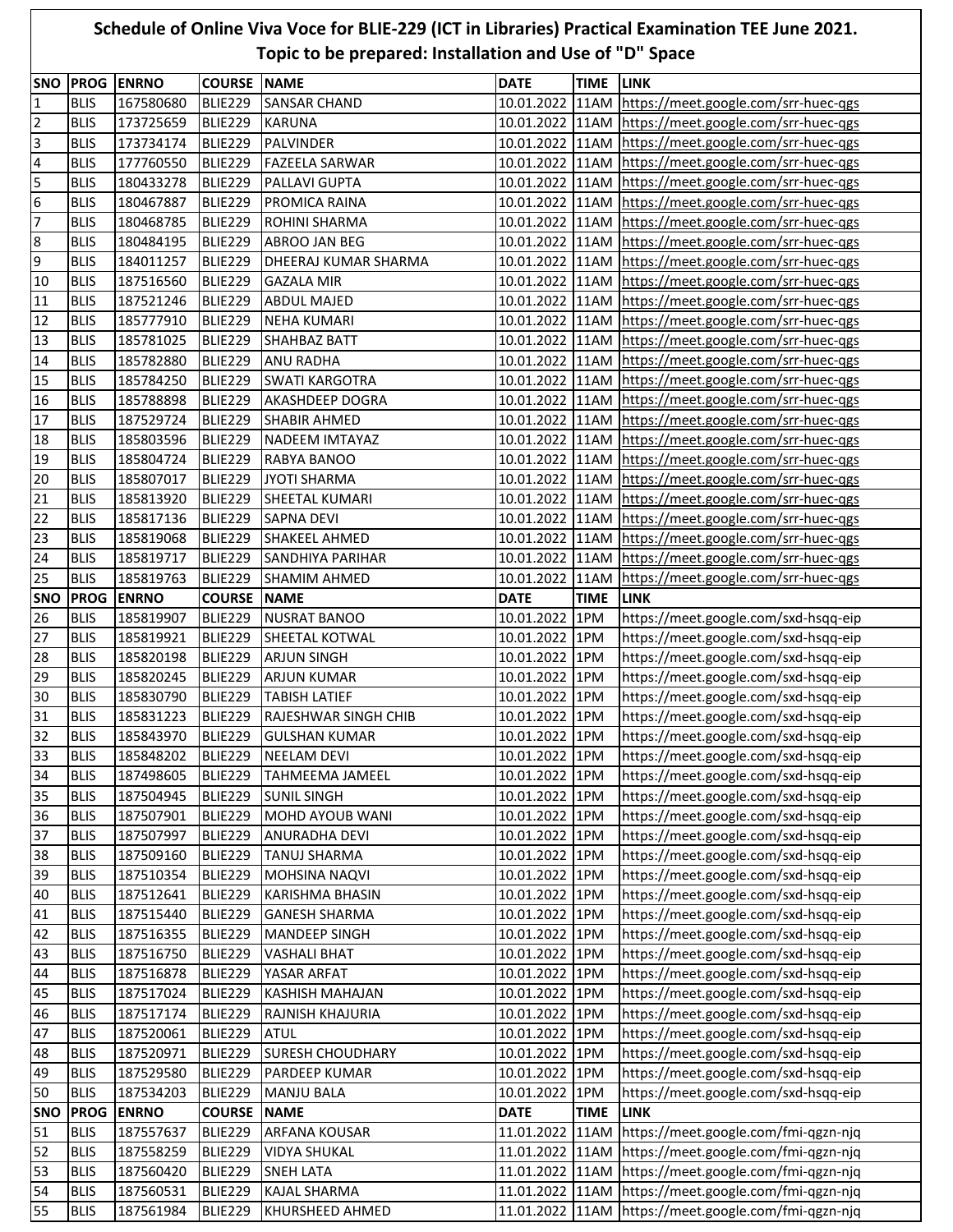# Schedule of Online Viva Voce for BLIE-229 (ICT in Libraries) Practical Examination TEE June 2021.

## Topic to be prepared: Installation and Use of "D" Space

| SNO | PROG | ENRNO | COURSE | NAME | DATE | TIME | LINK |
|---|---|---|---|---|---|---|---|
| 1 | BLIS | 167580680 | BLIE229 | SANSAR CHAND | 10.01.2022 | 11AM | https://meet.google.com/srr-huec-qgs |
| 2 | BLIS | 173725659 | BLIE229 | KARUNA | 10.01.2022 | 11AM | https://meet.google.com/srr-huec-qgs |
| 3 | BLIS | 173734174 | BLIE229 | PALVINDER | 10.01.2022 | 11AM | https://meet.google.com/srr-huec-qgs |
| 4 | BLIS | 177760550 | BLIE229 | FAZEELA SARWAR | 10.01.2022 | 11AM | https://meet.google.com/srr-huec-qgs |
| 5 | BLIS | 180433278 | BLIE229 | PALLAVI GUPTA | 10.01.2022 | 11AM | https://meet.google.com/srr-huec-qgs |
| 6 | BLIS | 180467887 | BLIE229 | PROMICA RAINA | 10.01.2022 | 11AM | https://meet.google.com/srr-huec-qgs |
| 7 | BLIS | 180468785 | BLIE229 | ROHINI SHARMA | 10.01.2022 | 11AM | https://meet.google.com/srr-huec-qgs |
| 8 | BLIS | 180484195 | BLIE229 | ABROO JAN BEG | 10.01.2022 | 11AM | https://meet.google.com/srr-huec-qgs |
| 9 | BLIS | 184011257 | BLIE229 | DHEERAJ KUMAR SHARMA | 10.01.2022 | 11AM | https://meet.google.com/srr-huec-qgs |
| 10 | BLIS | 187516560 | BLIE229 | GAZALA MIR | 10.01.2022 | 11AM | https://meet.google.com/srr-huec-qgs |
| 11 | BLIS | 187521246 | BLIE229 | ABDUL MAJED | 10.01.2022 | 11AM | https://meet.google.com/srr-huec-qgs |
| 12 | BLIS | 185777910 | BLIE229 | NEHA KUMARI | 10.01.2022 | 11AM | https://meet.google.com/srr-huec-qgs |
| 13 | BLIS | 185781025 | BLIE229 | SHAHBAZ BATT | 10.01.2022 | 11AM | https://meet.google.com/srr-huec-qgs |
| 14 | BLIS | 185782880 | BLIE229 | ANU RADHA | 10.01.2022 | 11AM | https://meet.google.com/srr-huec-qgs |
| 15 | BLIS | 185784250 | BLIE229 | SWATI KARGOTRA | 10.01.2022 | 11AM | https://meet.google.com/srr-huec-qgs |
| 16 | BLIS | 185788898 | BLIE229 | AKASHDEEP DOGRA | 10.01.2022 | 11AM | https://meet.google.com/srr-huec-qgs |
| 17 | BLIS | 187529724 | BLIE229 | SHABIR AHMED | 10.01.2022 | 11AM | https://meet.google.com/srr-huec-qgs |
| 18 | BLIS | 185803596 | BLIE229 | NADEEM IMTAYAZ | 10.01.2022 | 11AM | https://meet.google.com/srr-huec-qgs |
| 19 | BLIS | 185804724 | BLIE229 | RABYA BANOO | 10.01.2022 | 11AM | https://meet.google.com/srr-huec-qgs |
| 20 | BLIS | 185807017 | BLIE229 | JYOTI SHARMA | 10.01.2022 | 11AM | https://meet.google.com/srr-huec-qgs |
| 21 | BLIS | 185813920 | BLIE229 | SHEETAL KUMARI | 10.01.2022 | 11AM | https://meet.google.com/srr-huec-qgs |
| 22 | BLIS | 185817136 | BLIE229 | SAPNA DEVI | 10.01.2022 | 11AM | https://meet.google.com/srr-huec-qgs |
| 23 | BLIS | 185819068 | BLIE229 | SHAKEEL AHMED | 10.01.2022 | 11AM | https://meet.google.com/srr-huec-qgs |
| 24 | BLIS | 185819717 | BLIE229 | SANDHIYA PARIHAR | 10.01.2022 | 11AM | https://meet.google.com/srr-huec-qgs |
| 25 | BLIS | 185819763 | BLIE229 | SHAMIM AHMED | 10.01.2022 | 11AM | https://meet.google.com/srr-huec-qgs |
| SNO | PROG | ENRNO | COURSE | NAME | DATE | TIME | LINK |
| 26 | BLIS | 185819907 | BLIE229 | NUSRAT BANOO | 10.01.2022 | 1PM | https://meet.google.com/sxd-hsqq-eip |
| 27 | BLIS | 185819921 | BLIE229 | SHEETAL KOTWAL | 10.01.2022 | 1PM | https://meet.google.com/sxd-hsqq-eip |
| 28 | BLIS | 185820198 | BLIE229 | ARJUN SINGH | 10.01.2022 | 1PM | https://meet.google.com/sxd-hsqq-eip |
| 29 | BLIS | 185820245 | BLIE229 | ARJUN KUMAR | 10.01.2022 | 1PM | https://meet.google.com/sxd-hsqq-eip |
| 30 | BLIS | 185830790 | BLIE229 | TABISH LATIEF | 10.01.2022 | 1PM | https://meet.google.com/sxd-hsqq-eip |
| 31 | BLIS | 185831223 | BLIE229 | RAJESHWAR SINGH CHIB | 10.01.2022 | 1PM | https://meet.google.com/sxd-hsqq-eip |
| 32 | BLIS | 185843970 | BLIE229 | GULSHAN KUMAR | 10.01.2022 | 1PM | https://meet.google.com/sxd-hsqq-eip |
| 33 | BLIS | 185848202 | BLIE229 | NEELAM DEVI | 10.01.2022 | 1PM | https://meet.google.com/sxd-hsqq-eip |
| 34 | BLIS | 187498605 | BLIE229 | TAHMEEMA JAMEEL | 10.01.2022 | 1PM | https://meet.google.com/sxd-hsqq-eip |
| 35 | BLIS | 187504945 | BLIE229 | SUNIL SINGH | 10.01.2022 | 1PM | https://meet.google.com/sxd-hsqq-eip |
| 36 | BLIS | 187507901 | BLIE229 | MOHD AYOUB WANI | 10.01.2022 | 1PM | https://meet.google.com/sxd-hsqq-eip |
| 37 | BLIS | 187507997 | BLIE229 | ANURADHA DEVI | 10.01.2022 | 1PM | https://meet.google.com/sxd-hsqq-eip |
| 38 | BLIS | 187509160 | BLIE229 | TANUJ SHARMA | 10.01.2022 | 1PM | https://meet.google.com/sxd-hsqq-eip |
| 39 | BLIS | 187510354 | BLIE229 | MOHSINA NAQVI | 10.01.2022 | 1PM | https://meet.google.com/sxd-hsqq-eip |
| 40 | BLIS | 187512641 | BLIE229 | KARISHMA BHASIN | 10.01.2022 | 1PM | https://meet.google.com/sxd-hsqq-eip |
| 41 | BLIS | 187515440 | BLIE229 | GANESH SHARMA | 10.01.2022 | 1PM | https://meet.google.com/sxd-hsqq-eip |
| 42 | BLIS | 187516355 | BLIE229 | MANDEEP SINGH | 10.01.2022 | 1PM | https://meet.google.com/sxd-hsqq-eip |
| 43 | BLIS | 187516750 | BLIE229 | VASHALI BHAT | 10.01.2022 | 1PM | https://meet.google.com/sxd-hsqq-eip |
| 44 | BLIS | 187516878 | BLIE229 | YASAR ARFAT | 10.01.2022 | 1PM | https://meet.google.com/sxd-hsqq-eip |
| 45 | BLIS | 187517024 | BLIE229 | KASHISH MAHAJAN | 10.01.2022 | 1PM | https://meet.google.com/sxd-hsqq-eip |
| 46 | BLIS | 187517174 | BLIE229 | RAJNISH KHAJURIA | 10.01.2022 | 1PM | https://meet.google.com/sxd-hsqq-eip |
| 47 | BLIS | 187520061 | BLIE229 | ATUL | 10.01.2022 | 1PM | https://meet.google.com/sxd-hsqq-eip |
| 48 | BLIS | 187520971 | BLIE229 | SURESH CHOUDHARY | 10.01.2022 | 1PM | https://meet.google.com/sxd-hsqq-eip |
| 49 | BLIS | 187529580 | BLIE229 | PARDEEP KUMAR | 10.01.2022 | 1PM | https://meet.google.com/sxd-hsqq-eip |
| 50 | BLIS | 187534203 | BLIE229 | MANJU BALA | 10.01.2022 | 1PM | https://meet.google.com/sxd-hsqq-eip |
| SNO | PROG | ENRNO | COURSE | NAME | DATE | TIME | LINK |
| 51 | BLIS | 187557637 | BLIE229 | ARFANA KOUSAR | 11.01.2022 | 11AM | https://meet.google.com/fmi-qgzn-njq |
| 52 | BLIS | 187558259 | BLIE229 | VIDYA SHUKAL | 11.01.2022 | 11AM | https://meet.google.com/fmi-qgzn-njq |
| 53 | BLIS | 187560420 | BLIE229 | SNEH LATA | 11.01.2022 | 11AM | https://meet.google.com/fmi-qgzn-njq |
| 54 | BLIS | 187560531 | BLIE229 | KAJAL SHARMA | 11.01.2022 | 11AM | https://meet.google.com/fmi-qgzn-njq |
| 55 | BLIS | 187561984 | BLIE229 | KHURSHEED AHMED | 11.01.2022 | 11AM | https://meet.google.com/fmi-qgzn-njq |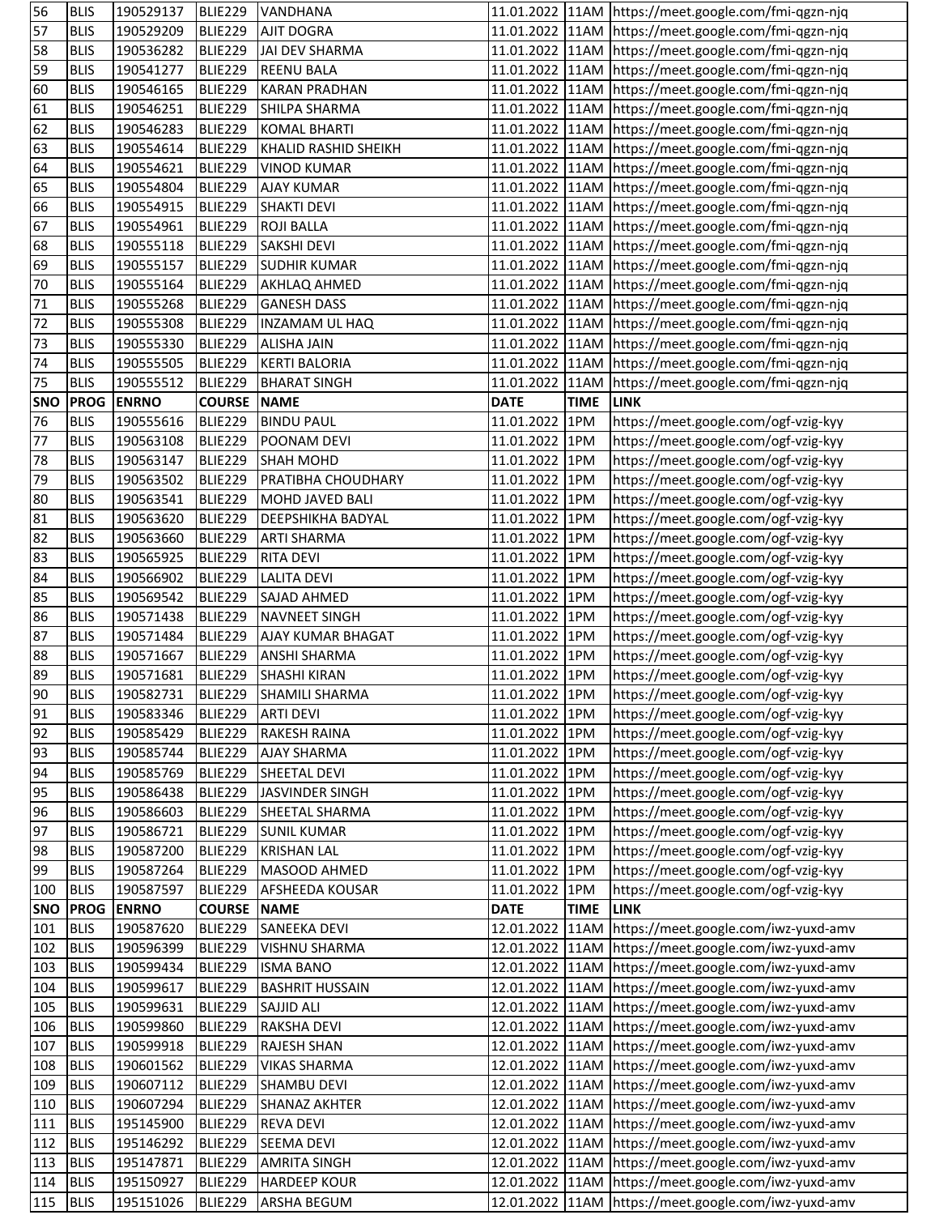| 56 | BLIS | 190529137 | BLIE229 | VANDHANA | 11.01.2022 | 11AM | https://meet.google.com/fmi-qgzn-njq |
|---|---|---|---|---|---|---|---|
| 57 | BLIS | 190529209 | BLIE229 | AJIT DOGRA | 11.01.2022 | 11AM | https://meet.google.com/fmi-qgzn-njq |
| 58 | BLIS | 190536282 | BLIE229 | JAI DEV SHARMA | 11.01.2022 | 11AM | https://meet.google.com/fmi-qgzn-njq |
| 59 | BLIS | 190541277 | BLIE229 | REENU BALA | 11.01.2022 | 11AM | https://meet.google.com/fmi-qgzn-njq |
| 60 | BLIS | 190546165 | BLIE229 | KARAN PRADHAN | 11.01.2022 | 11AM | https://meet.google.com/fmi-qgzn-njq |
| 61 | BLIS | 190546251 | BLIE229 | SHILPA SHARMA | 11.01.2022 | 11AM | https://meet.google.com/fmi-qgzn-njq |
| 62 | BLIS | 190546283 | BLIE229 | KOMAL BHARTI | 11.01.2022 | 11AM | https://meet.google.com/fmi-qgzn-njq |
| 63 | BLIS | 190554614 | BLIE229 | KHALID RASHID SHEIKH | 11.01.2022 | 11AM | https://meet.google.com/fmi-qgzn-njq |
| 64 | BLIS | 190554621 | BLIE229 | VINOD KUMAR | 11.01.2022 | 11AM | https://meet.google.com/fmi-qgzn-njq |
| 65 | BLIS | 190554804 | BLIE229 | AJAY KUMAR | 11.01.2022 | 11AM | https://meet.google.com/fmi-qgzn-njq |
| 66 | BLIS | 190554915 | BLIE229 | SHAKTI DEVI | 11.01.2022 | 11AM | https://meet.google.com/fmi-qgzn-njq |
| 67 | BLIS | 190554961 | BLIE229 | ROJI BALLA | 11.01.2022 | 11AM | https://meet.google.com/fmi-qgzn-njq |
| 68 | BLIS | 190555118 | BLIE229 | SAKSHI DEVI | 11.01.2022 | 11AM | https://meet.google.com/fmi-qgzn-njq |
| 69 | BLIS | 190555157 | BLIE229 | SUDHIR KUMAR | 11.01.2022 | 11AM | https://meet.google.com/fmi-qgzn-njq |
| 70 | BLIS | 190555164 | BLIE229 | AKHLAQ AHMED | 11.01.2022 | 11AM | https://meet.google.com/fmi-qgzn-njq |
| 71 | BLIS | 190555268 | BLIE229 | GANESH DASS | 11.01.2022 | 11AM | https://meet.google.com/fmi-qgzn-njq |
| 72 | BLIS | 190555308 | BLIE229 | INZAMAM UL HAQ | 11.01.2022 | 11AM | https://meet.google.com/fmi-qgzn-njq |
| 73 | BLIS | 190555330 | BLIE229 | ALISHA JAIN | 11.01.2022 | 11AM | https://meet.google.com/fmi-qgzn-njq |
| 74 | BLIS | 190555505 | BLIE229 | KERTI BALORIA | 11.01.2022 | 11AM | https://meet.google.com/fmi-qgzn-njq |
| 75 | BLIS | 190555512 | BLIE229 | BHARAT SINGH | 11.01.2022 | 11AM | https://meet.google.com/fmi-qgzn-njq |
| **SNO** | **PROG** | **ENRNO** | **COURSE** | **NAME** | **DATE** | **TIME** | **LINK** |
| 76 | BLIS | 190555616 | BLIE229 | BINDU PAUL | 11.01.2022 | 1PM | https://meet.google.com/ogf-vzig-kyy |
| 77 | BLIS | 190563108 | BLIE229 | POONAM DEVI | 11.01.2022 | 1PM | https://meet.google.com/ogf-vzig-kyy |
| 78 | BLIS | 190563147 | BLIE229 | SHAH MOHD | 11.01.2022 | 1PM | https://meet.google.com/ogf-vzig-kyy |
| 79 | BLIS | 190563502 | BLIE229 | PRATIBHA CHOUDHARY | 11.01.2022 | 1PM | https://meet.google.com/ogf-vzig-kyy |
| 80 | BLIS | 190563541 | BLIE229 | MOHD JAVED BALI | 11.01.2022 | 1PM | https://meet.google.com/ogf-vzig-kyy |
| 81 | BLIS | 190563620 | BLIE229 | DEEPSHIKHA BADYAL | 11.01.2022 | 1PM | https://meet.google.com/ogf-vzig-kyy |
| 82 | BLIS | 190563660 | BLIE229 | ARTI SHARMA | 11.01.2022 | 1PM | https://meet.google.com/ogf-vzig-kyy |
| 83 | BLIS | 190565925 | BLIE229 | RITA DEVI | 11.01.2022 | 1PM | https://meet.google.com/ogf-vzig-kyy |
| 84 | BLIS | 190566902 | BLIE229 | LALITA DEVI | 11.01.2022 | 1PM | https://meet.google.com/ogf-vzig-kyy |
| 85 | BLIS | 190569542 | BLIE229 | SAJAD AHMED | 11.01.2022 | 1PM | https://meet.google.com/ogf-vzig-kyy |
| 86 | BLIS | 190571438 | BLIE229 | NAVNEET SINGH | 11.01.2022 | 1PM | https://meet.google.com/ogf-vzig-kyy |
| 87 | BLIS | 190571484 | BLIE229 | AJAY KUMAR BHAGAT | 11.01.2022 | 1PM | https://meet.google.com/ogf-vzig-kyy |
| 88 | BLIS | 190571667 | BLIE229 | ANSHI SHARMA | 11.01.2022 | 1PM | https://meet.google.com/ogf-vzig-kyy |
| 89 | BLIS | 190571681 | BLIE229 | SHASHI KIRAN | 11.01.2022 | 1PM | https://meet.google.com/ogf-vzig-kyy |
| 90 | BLIS | 190582731 | BLIE229 | SHAMILI SHARMA | 11.01.2022 | 1PM | https://meet.google.com/ogf-vzig-kyy |
| 91 | BLIS | 190583346 | BLIE229 | ARTI DEVI | 11.01.2022 | 1PM | https://meet.google.com/ogf-vzig-kyy |
| 92 | BLIS | 190585429 | BLIE229 | RAKESH RAINA | 11.01.2022 | 1PM | https://meet.google.com/ogf-vzig-kyy |
| 93 | BLIS | 190585744 | BLIE229 | AJAY SHARMA | 11.01.2022 | 1PM | https://meet.google.com/ogf-vzig-kyy |
| 94 | BLIS | 190585769 | BLIE229 | SHEETAL DEVI | 11.01.2022 | 1PM | https://meet.google.com/ogf-vzig-kyy |
| 95 | BLIS | 190586438 | BLIE229 | JASVINDER SINGH | 11.01.2022 | 1PM | https://meet.google.com/ogf-vzig-kyy |
| 96 | BLIS | 190586603 | BLIE229 | SHEETAL SHARMA | 11.01.2022 | 1PM | https://meet.google.com/ogf-vzig-kyy |
| 97 | BLIS | 190586721 | BLIE229 | SUNIL KUMAR | 11.01.2022 | 1PM | https://meet.google.com/ogf-vzig-kyy |
| 98 | BLIS | 190587200 | BLIE229 | KRISHAN LAL | 11.01.2022 | 1PM | https://meet.google.com/ogf-vzig-kyy |
| 99 | BLIS | 190587264 | BLIE229 | MASOOD AHMED | 11.01.2022 | 1PM | https://meet.google.com/ogf-vzig-kyy |
| 100 | BLIS | 190587597 | BLIE229 | AFSHEEDA KOUSAR | 11.01.2022 | 1PM | https://meet.google.com/ogf-vzig-kyy |
| **SNO** | **PROG** | **ENRNO** | **COURSE** | **NAME** | **DATE** | **TIME** | **LINK** |
| 101 | BLIS | 190587620 | BLIE229 | SANEEKA DEVI | 12.01.2022 | 11AM | https://meet.google.com/iwz-yuxd-amv |
| 102 | BLIS | 190596399 | BLIE229 | VISHNU SHARMA | 12.01.2022 | 11AM | https://meet.google.com/iwz-yuxd-amv |
| 103 | BLIS | 190599434 | BLIE229 | ISMA BANO | 12.01.2022 | 11AM | https://meet.google.com/iwz-yuxd-amv |
| 104 | BLIS | 190599617 | BLIE229 | BASHRIT HUSSAIN | 12.01.2022 | 11AM | https://meet.google.com/iwz-yuxd-amv |
| 105 | BLIS | 190599631 | BLIE229 | SAJJID ALI | 12.01.2022 | 11AM | https://meet.google.com/iwz-yuxd-amv |
| 106 | BLIS | 190599860 | BLIE229 | RAKSHA DEVI | 12.01.2022 | 11AM | https://meet.google.com/iwz-yuxd-amv |
| 107 | BLIS | 190599918 | BLIE229 | RAJESH SHAN | 12.01.2022 | 11AM | https://meet.google.com/iwz-yuxd-amv |
| 108 | BLIS | 190601562 | BLIE229 | VIKAS SHARMA | 12.01.2022 | 11AM | https://meet.google.com/iwz-yuxd-amv |
| 109 | BLIS | 190607112 | BLIE229 | SHAMBU DEVI | 12.01.2022 | 11AM | https://meet.google.com/iwz-yuxd-amv |
| 110 | BLIS | 190607294 | BLIE229 | SHANAZ AKHTER | 12.01.2022 | 11AM | https://meet.google.com/iwz-yuxd-amv |
| 111 | BLIS | 195145900 | BLIE229 | REVA DEVI | 12.01.2022 | 11AM | https://meet.google.com/iwz-yuxd-amv |
| 112 | BLIS | 195146292 | BLIE229 | SEEMA DEVI | 12.01.2022 | 11AM | https://meet.google.com/iwz-yuxd-amv |
| 113 | BLIS | 195147871 | BLIE229 | AMRITA SINGH | 12.01.2022 | 11AM | https://meet.google.com/iwz-yuxd-amv |
| 114 | BLIS | 195150927 | BLIE229 | HARDEEP KOUR | 12.01.2022 | 11AM | https://meet.google.com/iwz-yuxd-amv |
| 115 | BLIS | 195151026 | BLIE229 | ARSHA BEGUM | 12.01.2022 | 11AM | https://meet.google.com/iwz-yuxd-amv |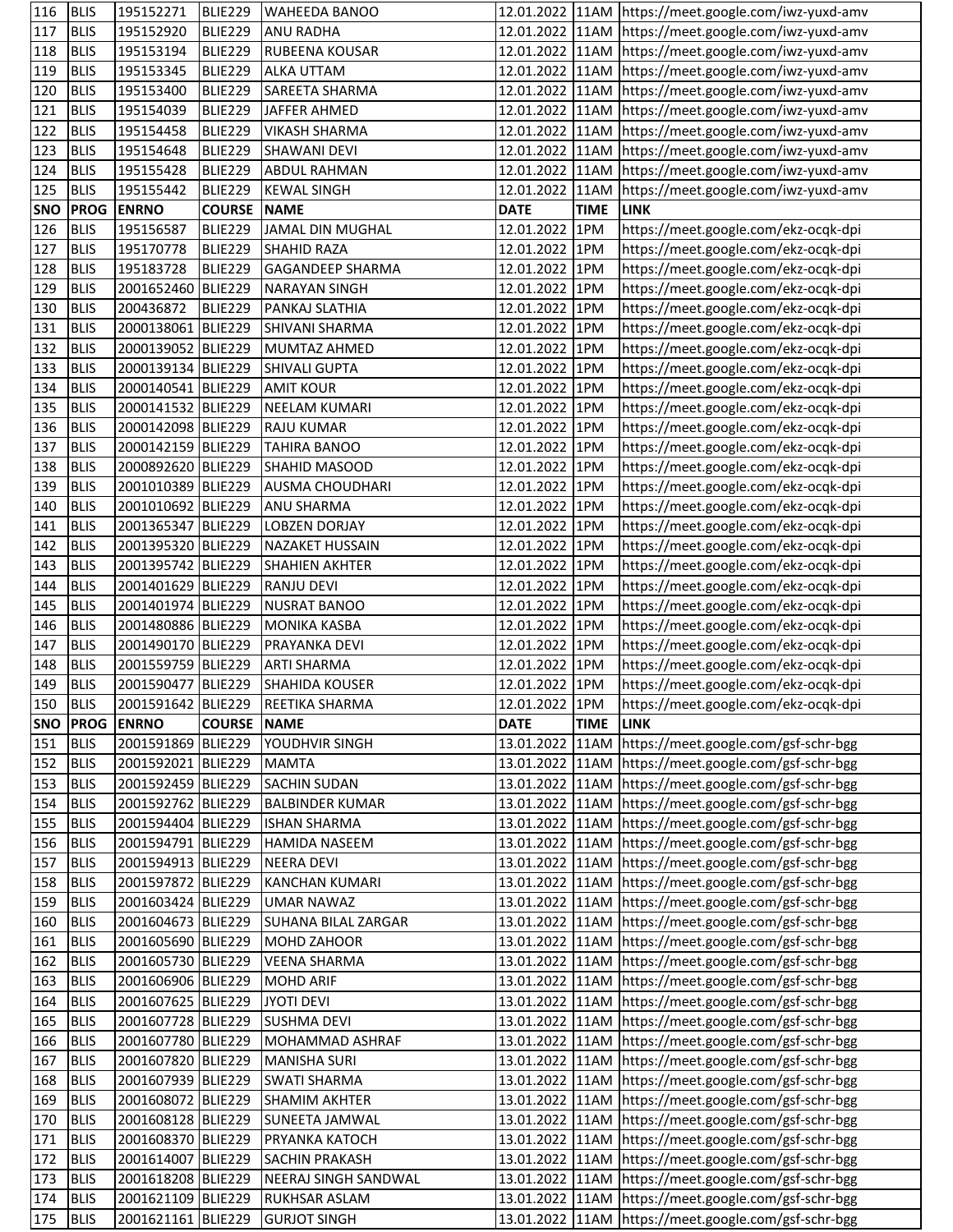| 116 | BLIS | 195152271 | BLIE229 | WAHEEDA BANOO | 12.01.2022 | 11AM | https://meet.google.com/iwz-yuxd-amv |
|---|---|---|---|---|---|---|---|
| 117 | BLIS | 195152920 | BLIE229 | ANU RADHA | 12.01.2022 | 11AM | https://meet.google.com/iwz-yuxd-amv |
| 118 | BLIS | 195153194 | BLIE229 | RUBEENA KOUSAR | 12.01.2022 | 11AM | https://meet.google.com/iwz-yuxd-amv |
| 119 | BLIS | 195153345 | BLIE229 | ALKA UTTAM | 12.01.2022 | 11AM | https://meet.google.com/iwz-yuxd-amv |
| 120 | BLIS | 195153400 | BLIE229 | SAREETA SHARMA | 12.01.2022 | 11AM | https://meet.google.com/iwz-yuxd-amv |
| 121 | BLIS | 195154039 | BLIE229 | JAFFER AHMED | 12.01.2022 | 11AM | https://meet.google.com/iwz-yuxd-amv |
| 122 | BLIS | 195154458 | BLIE229 | VIKASH SHARMA | 12.01.2022 | 11AM | https://meet.google.com/iwz-yuxd-amv |
| 123 | BLIS | 195154648 | BLIE229 | SHAWANI DEVI | 12.01.2022 | 11AM | https://meet.google.com/iwz-yuxd-amv |
| 124 | BLIS | 195155428 | BLIE229 | ABDUL RAHMAN | 12.01.2022 | 11AM | https://meet.google.com/iwz-yuxd-amv |
| 125 | BLIS | 195155442 | BLIE229 | KEWAL SINGH | 12.01.2022 | 11AM | https://meet.google.com/iwz-yuxd-amv |
| **SNO** | **PROG** | **ENRNO** | **COURSE** | **NAME** | **DATE** | **TIME** | **LINK** |
| 126 | BLIS | 195156587 | BLIE229 | JAMAL DIN MUGHAL | 12.01.2022 | 1PM | https://meet.google.com/ekz-ocqk-dpi |
| 127 | BLIS | 195170778 | BLIE229 | SHAHID RAZA | 12.01.2022 | 1PM | https://meet.google.com/ekz-ocqk-dpi |
| 128 | BLIS | 195183728 | BLIE229 | GAGANDEEP SHARMA | 12.01.2022 | 1PM | https://meet.google.com/ekz-ocqk-dpi |
| 129 | BLIS | 2001652460 | BLIE229 | NARAYAN SINGH | 12.01.2022 | 1PM | https://meet.google.com/ekz-ocqk-dpi |
| 130 | BLIS | 200436872 | BLIE229 | PANKAJ SLATHIA | 12.01.2022 | 1PM | https://meet.google.com/ekz-ocqk-dpi |
| 131 | BLIS | 2000138061 | BLIE229 | SHIVANI SHARMA | 12.01.2022 | 1PM | https://meet.google.com/ekz-ocqk-dpi |
| 132 | BLIS | 2000139052 | BLIE229 | MUMTAZ AHMED | 12.01.2022 | 1PM | https://meet.google.com/ekz-ocqk-dpi |
| 133 | BLIS | 2000139134 | BLIE229 | SHIVALI GUPTA | 12.01.2022 | 1PM | https://meet.google.com/ekz-ocqk-dpi |
| 134 | BLIS | 2000140541 | BLIE229 | AMIT KOUR | 12.01.2022 | 1PM | https://meet.google.com/ekz-ocqk-dpi |
| 135 | BLIS | 2000141532 | BLIE229 | NEELAM KUMARI | 12.01.2022 | 1PM | https://meet.google.com/ekz-ocqk-dpi |
| 136 | BLIS | 2000142098 | BLIE229 | RAJU KUMAR | 12.01.2022 | 1PM | https://meet.google.com/ekz-ocqk-dpi |
| 137 | BLIS | 2000142159 | BLIE229 | TAHIRA BANOO | 12.01.2022 | 1PM | https://meet.google.com/ekz-ocqk-dpi |
| 138 | BLIS | 2000892620 | BLIE229 | SHAHID MASOOD | 12.01.2022 | 1PM | https://meet.google.com/ekz-ocqk-dpi |
| 139 | BLIS | 2001010389 | BLIE229 | AUSMA CHOUDHARI | 12.01.2022 | 1PM | https://meet.google.com/ekz-ocqk-dpi |
| 140 | BLIS | 2001010692 | BLIE229 | ANU SHARMA | 12.01.2022 | 1PM | https://meet.google.com/ekz-ocqk-dpi |
| 141 | BLIS | 2001365347 | BLIE229 | LOBZEN DORJAY | 12.01.2022 | 1PM | https://meet.google.com/ekz-ocqk-dpi |
| 142 | BLIS | 2001395320 | BLIE229 | NAZAKET HUSSAIN | 12.01.2022 | 1PM | https://meet.google.com/ekz-ocqk-dpi |
| 143 | BLIS | 2001395742 | BLIE229 | SHAHIEN AKHTER | 12.01.2022 | 1PM | https://meet.google.com/ekz-ocqk-dpi |
| 144 | BLIS | 2001401629 | BLIE229 | RANJU DEVI | 12.01.2022 | 1PM | https://meet.google.com/ekz-ocqk-dpi |
| 145 | BLIS | 2001401974 | BLIE229 | NUSRAT BANOO | 12.01.2022 | 1PM | https://meet.google.com/ekz-ocqk-dpi |
| 146 | BLIS | 2001480886 | BLIE229 | MONIKA KASBA | 12.01.2022 | 1PM | https://meet.google.com/ekz-ocqk-dpi |
| 147 | BLIS | 2001490170 | BLIE229 | PRAYANKA DEVI | 12.01.2022 | 1PM | https://meet.google.com/ekz-ocqk-dpi |
| 148 | BLIS | 2001559759 | BLIE229 | ARTI SHARMA | 12.01.2022 | 1PM | https://meet.google.com/ekz-ocqk-dpi |
| 149 | BLIS | 2001590477 | BLIE229 | SHAHIDA KOUSER | 12.01.2022 | 1PM | https://meet.google.com/ekz-ocqk-dpi |
| 150 | BLIS | 2001591642 | BLIE229 | REETIKA SHARMA | 12.01.2022 | 1PM | https://meet.google.com/ekz-ocqk-dpi |
| **SNO** | **PROG** | **ENRNO** | **COURSE** | **NAME** | **DATE** | **TIME** | **LINK** |
| 151 | BLIS | 2001591869 | BLIE229 | YOUDHVIR SINGH | 13.01.2022 | 11AM | https://meet.google.com/gsf-schr-bgg |
| 152 | BLIS | 2001592021 | BLIE229 | MAMTA | 13.01.2022 | 11AM | https://meet.google.com/gsf-schr-bgg |
| 153 | BLIS | 2001592459 | BLIE229 | SACHIN SUDAN | 13.01.2022 | 11AM | https://meet.google.com/gsf-schr-bgg |
| 154 | BLIS | 2001592762 | BLIE229 | BALBINDER KUMAR | 13.01.2022 | 11AM | https://meet.google.com/gsf-schr-bgg |
| 155 | BLIS | 2001594404 | BLIE229 | ISHAN SHARMA | 13.01.2022 | 11AM | https://meet.google.com/gsf-schr-bgg |
| 156 | BLIS | 2001594791 | BLIE229 | HAMIDA NASEEM | 13.01.2022 | 11AM | https://meet.google.com/gsf-schr-bgg |
| 157 | BLIS | 2001594913 | BLIE229 | NEERA DEVI | 13.01.2022 | 11AM | https://meet.google.com/gsf-schr-bgg |
| 158 | BLIS | 2001597872 | BLIE229 | KANCHAN KUMARI | 13.01.2022 | 11AM | https://meet.google.com/gsf-schr-bgg |
| 159 | BLIS | 2001603424 | BLIE229 | UMAR NAWAZ | 13.01.2022 | 11AM | https://meet.google.com/gsf-schr-bgg |
| 160 | BLIS | 2001604673 | BLIE229 | SUHANA BILAL ZARGAR | 13.01.2022 | 11AM | https://meet.google.com/gsf-schr-bgg |
| 161 | BLIS | 2001605690 | BLIE229 | MOHD ZAHOOR | 13.01.2022 | 11AM | https://meet.google.com/gsf-schr-bgg |
| 162 | BLIS | 2001605730 | BLIE229 | VEENA SHARMA | 13.01.2022 | 11AM | https://meet.google.com/gsf-schr-bgg |
| 163 | BLIS | 2001606906 | BLIE229 | MOHD ARIF | 13.01.2022 | 11AM | https://meet.google.com/gsf-schr-bgg |
| 164 | BLIS | 2001607625 | BLIE229 | JYOTI DEVI | 13.01.2022 | 11AM | https://meet.google.com/gsf-schr-bgg |
| 165 | BLIS | 2001607728 | BLIE229 | SUSHMA DEVI | 13.01.2022 | 11AM | https://meet.google.com/gsf-schr-bgg |
| 166 | BLIS | 2001607780 | BLIE229 | MOHAMMAD ASHRAF | 13.01.2022 | 11AM | https://meet.google.com/gsf-schr-bgg |
| 167 | BLIS | 2001607820 | BLIE229 | MANISHA SURI | 13.01.2022 | 11AM | https://meet.google.com/gsf-schr-bgg |
| 168 | BLIS | 2001607939 | BLIE229 | SWATI SHARMA | 13.01.2022 | 11AM | https://meet.google.com/gsf-schr-bgg |
| 169 | BLIS | 2001608072 | BLIE229 | SHAMIM AKHTER | 13.01.2022 | 11AM | https://meet.google.com/gsf-schr-bgg |
| 170 | BLIS | 2001608128 | BLIE229 | SUNEETA JAMWAL | 13.01.2022 | 11AM | https://meet.google.com/gsf-schr-bgg |
| 171 | BLIS | 2001608370 | BLIE229 | PRYANKA KATOCH | 13.01.2022 | 11AM | https://meet.google.com/gsf-schr-bgg |
| 172 | BLIS | 2001614007 | BLIE229 | SACHIN PRAKASH | 13.01.2022 | 11AM | https://meet.google.com/gsf-schr-bgg |
| 173 | BLIS | 2001618208 | BLIE229 | NEERAJ SINGH SANDWAL | 13.01.2022 | 11AM | https://meet.google.com/gsf-schr-bgg |
| 174 | BLIS | 2001621109 | BLIE229 | RUKHSAR ASLAM | 13.01.2022 | 11AM | https://meet.google.com/gsf-schr-bgg |
| 175 | BLIS | 2001621161 | BLIE229 | GURJOT SINGH | 13.01.2022 | 11AM | https://meet.google.com/gsf-schr-bgg |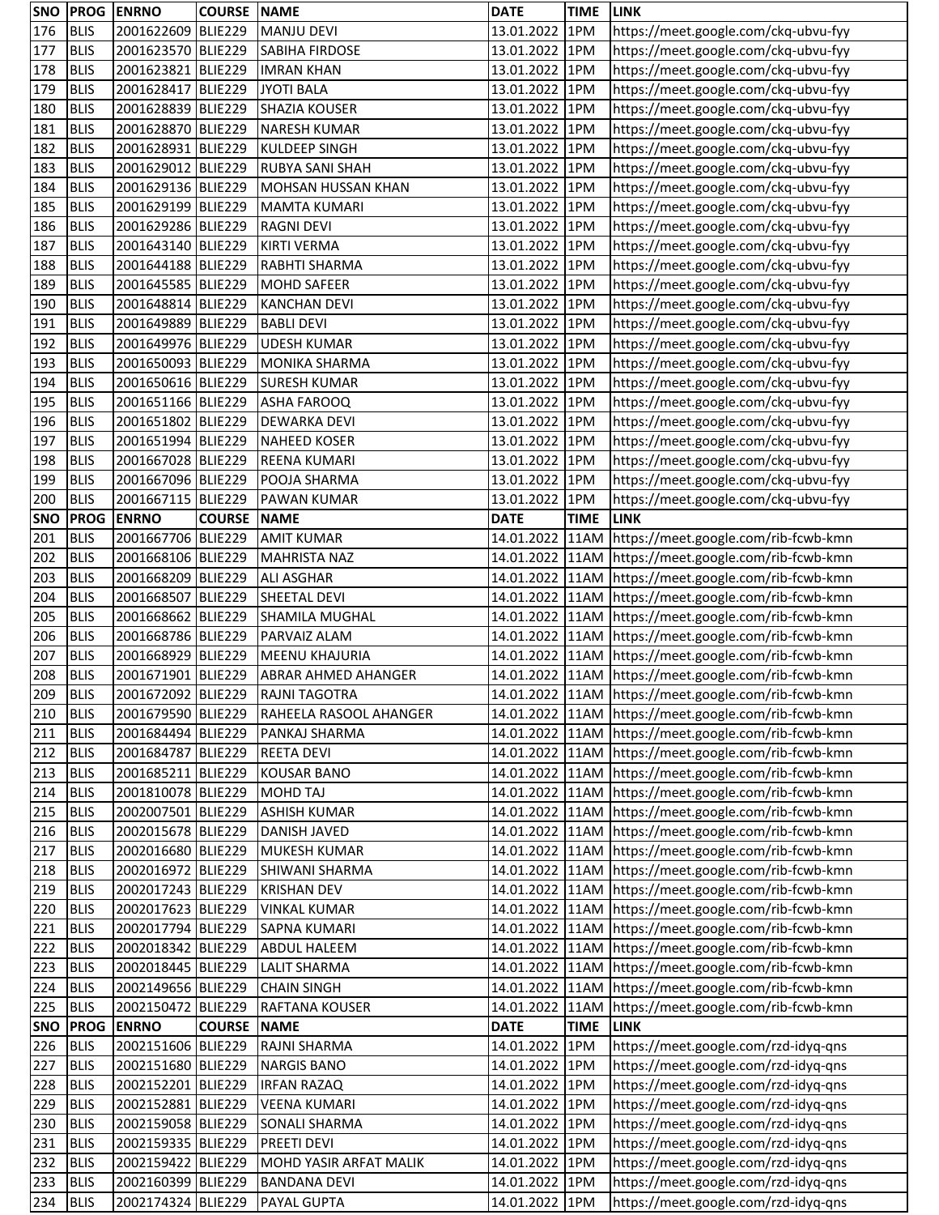| SNO | PROG | ENRNO | COURSE | NAME | DATE | TIME | LINK |
|---|---|---|---|---|---|---|---|
| 176 | BLIS | 2001622609 | BLIE229 | MANJU DEVI | 13.01.2022 | 1PM | https://meet.google.com/ckq-ubvu-fyy |
| 177 | BLIS | 2001623570 | BLIE229 | SABIHA FIRDOSE | 13.01.2022 | 1PM | https://meet.google.com/ckq-ubvu-fyy |
| 178 | BLIS | 2001623821 | BLIE229 | IMRAN KHAN | 13.01.2022 | 1PM | https://meet.google.com/ckq-ubvu-fyy |
| 179 | BLIS | 2001628417 | BLIE229 | JYOTI BALA | 13.01.2022 | 1PM | https://meet.google.com/ckq-ubvu-fyy |
| 180 | BLIS | 2001628839 | BLIE229 | SHAZIA KOUSER | 13.01.2022 | 1PM | https://meet.google.com/ckq-ubvu-fyy |
| 181 | BLIS | 2001628870 | BLIE229 | NARESH KUMAR | 13.01.2022 | 1PM | https://meet.google.com/ckq-ubvu-fyy |
| 182 | BLIS | 2001628931 | BLIE229 | KULDEEP SINGH | 13.01.2022 | 1PM | https://meet.google.com/ckq-ubvu-fyy |
| 183 | BLIS | 2001629012 | BLIE229 | RUBYA SANI SHAH | 13.01.2022 | 1PM | https://meet.google.com/ckq-ubvu-fyy |
| 184 | BLIS | 2001629136 | BLIE229 | MOHSAN HUSSAN KHAN | 13.01.2022 | 1PM | https://meet.google.com/ckq-ubvu-fyy |
| 185 | BLIS | 2001629199 | BLIE229 | MAMTA KUMARI | 13.01.2022 | 1PM | https://meet.google.com/ckq-ubvu-fyy |
| 186 | BLIS | 2001629286 | BLIE229 | RAGNI DEVI | 13.01.2022 | 1PM | https://meet.google.com/ckq-ubvu-fyy |
| 187 | BLIS | 2001643140 | BLIE229 | KIRTI VERMA | 13.01.2022 | 1PM | https://meet.google.com/ckq-ubvu-fyy |
| 188 | BLIS | 2001644188 | BLIE229 | RABHTI SHARMA | 13.01.2022 | 1PM | https://meet.google.com/ckq-ubvu-fyy |
| 189 | BLIS | 2001645585 | BLIE229 | MOHD SAFEER | 13.01.2022 | 1PM | https://meet.google.com/ckq-ubvu-fyy |
| 190 | BLIS | 2001648814 | BLIE229 | KANCHAN DEVI | 13.01.2022 | 1PM | https://meet.google.com/ckq-ubvu-fyy |
| 191 | BLIS | 2001649889 | BLIE229 | BABLI DEVI | 13.01.2022 | 1PM | https://meet.google.com/ckq-ubvu-fyy |
| 192 | BLIS | 2001649976 | BLIE229 | UDESH KUMAR | 13.01.2022 | 1PM | https://meet.google.com/ckq-ubvu-fyy |
| 193 | BLIS | 2001650093 | BLIE229 | MONIKA SHARMA | 13.01.2022 | 1PM | https://meet.google.com/ckq-ubvu-fyy |
| 194 | BLIS | 2001650616 | BLIE229 | SURESH KUMAR | 13.01.2022 | 1PM | https://meet.google.com/ckq-ubvu-fyy |
| 195 | BLIS | 2001651166 | BLIE229 | ASHA FAROOQ | 13.01.2022 | 1PM | https://meet.google.com/ckq-ubvu-fyy |
| 196 | BLIS | 2001651802 | BLIE229 | DEWARKA DEVI | 13.01.2022 | 1PM | https://meet.google.com/ckq-ubvu-fyy |
| 197 | BLIS | 2001651994 | BLIE229 | NAHEED KOSER | 13.01.2022 | 1PM | https://meet.google.com/ckq-ubvu-fyy |
| 198 | BLIS | 2001667028 | BLIE229 | REENA KUMARI | 13.01.2022 | 1PM | https://meet.google.com/ckq-ubvu-fyy |
| 199 | BLIS | 2001667096 | BLIE229 | POOJA SHARMA | 13.01.2022 | 1PM | https://meet.google.com/ckq-ubvu-fyy |
| 200 | BLIS | 2001667115 | BLIE229 | PAWAN KUMAR | 13.01.2022 | 1PM | https://meet.google.com/ckq-ubvu-fyy |
| SNO | PROG | ENRNO | COURSE | NAME | DATE | TIME | LINK |
| 201 | BLIS | 2001667706 | BLIE229 | AMIT KUMAR | 14.01.2022 | 11AM | https://meet.google.com/rib-fcwb-kmn |
| 202 | BLIS | 2001668106 | BLIE229 | MAHRISTA NAZ | 14.01.2022 | 11AM | https://meet.google.com/rib-fcwb-kmn |
| 203 | BLIS | 2001668209 | BLIE229 | ALI ASGHAR | 14.01.2022 | 11AM | https://meet.google.com/rib-fcwb-kmn |
| 204 | BLIS | 2001668507 | BLIE229 | SHEETAL DEVI | 14.01.2022 | 11AM | https://meet.google.com/rib-fcwb-kmn |
| 205 | BLIS | 2001668662 | BLIE229 | SHAMILA MUGHAL | 14.01.2022 | 11AM | https://meet.google.com/rib-fcwb-kmn |
| 206 | BLIS | 2001668786 | BLIE229 | PARVAIZ ALAM | 14.01.2022 | 11AM | https://meet.google.com/rib-fcwb-kmn |
| 207 | BLIS | 2001668929 | BLIE229 | MEENU KHAJURIA | 14.01.2022 | 11AM | https://meet.google.com/rib-fcwb-kmn |
| 208 | BLIS | 2001671901 | BLIE229 | ABRAR AHMED AHANGER | 14.01.2022 | 11AM | https://meet.google.com/rib-fcwb-kmn |
| 209 | BLIS | 2001672092 | BLIE229 | RAJNI TAGOTRA | 14.01.2022 | 11AM | https://meet.google.com/rib-fcwb-kmn |
| 210 | BLIS | 2001679590 | BLIE229 | RAHEELA RASOOL AHANGER | 14.01.2022 | 11AM | https://meet.google.com/rib-fcwb-kmn |
| 211 | BLIS | 2001684494 | BLIE229 | PANKAJ SHARMA | 14.01.2022 | 11AM | https://meet.google.com/rib-fcwb-kmn |
| 212 | BLIS | 2001684787 | BLIE229 | REETA DEVI | 14.01.2022 | 11AM | https://meet.google.com/rib-fcwb-kmn |
| 213 | BLIS | 2001685211 | BLIE229 | KOUSAR BANO | 14.01.2022 | 11AM | https://meet.google.com/rib-fcwb-kmn |
| 214 | BLIS | 2001810078 | BLIE229 | MOHD TAJ | 14.01.2022 | 11AM | https://meet.google.com/rib-fcwb-kmn |
| 215 | BLIS | 2002007501 | BLIE229 | ASHISH KUMAR | 14.01.2022 | 11AM | https://meet.google.com/rib-fcwb-kmn |
| 216 | BLIS | 2002015678 | BLIE229 | DANISH JAVED | 14.01.2022 | 11AM | https://meet.google.com/rib-fcwb-kmn |
| 217 | BLIS | 2002016680 | BLIE229 | MUKESH KUMAR | 14.01.2022 | 11AM | https://meet.google.com/rib-fcwb-kmn |
| 218 | BLIS | 2002016972 | BLIE229 | SHIWANI SHARMA | 14.01.2022 | 11AM | https://meet.google.com/rib-fcwb-kmn |
| 219 | BLIS | 2002017243 | BLIE229 | KRISHAN DEV | 14.01.2022 | 11AM | https://meet.google.com/rib-fcwb-kmn |
| 220 | BLIS | 2002017623 | BLIE229 | VINKAL KUMAR | 14.01.2022 | 11AM | https://meet.google.com/rib-fcwb-kmn |
| 221 | BLIS | 2002017794 | BLIE229 | SAPNA KUMARI | 14.01.2022 | 11AM | https://meet.google.com/rib-fcwb-kmn |
| 222 | BLIS | 2002018342 | BLIE229 | ABDUL HALEEM | 14.01.2022 | 11AM | https://meet.google.com/rib-fcwb-kmn |
| 223 | BLIS | 2002018445 | BLIE229 | LALIT SHARMA | 14.01.2022 | 11AM | https://meet.google.com/rib-fcwb-kmn |
| 224 | BLIS | 2002149656 | BLIE229 | CHAIN SINGH | 14.01.2022 | 11AM | https://meet.google.com/rib-fcwb-kmn |
| 225 | BLIS | 2002150472 | BLIE229 | RAFTANA KOUSER | 14.01.2022 | 11AM | https://meet.google.com/rib-fcwb-kmn |
| SNO | PROG | ENRNO | COURSE | NAME | DATE | TIME | LINK |
| 226 | BLIS | 2002151606 | BLIE229 | RAJNI SHARMA | 14.01.2022 | 1PM | https://meet.google.com/rzd-idyq-qns |
| 227 | BLIS | 2002151680 | BLIE229 | NARGIS BANO | 14.01.2022 | 1PM | https://meet.google.com/rzd-idyq-qns |
| 228 | BLIS | 2002152201 | BLIE229 | IRFAN RAZAQ | 14.01.2022 | 1PM | https://meet.google.com/rzd-idyq-qns |
| 229 | BLIS | 2002152881 | BLIE229 | VEENA KUMARI | 14.01.2022 | 1PM | https://meet.google.com/rzd-idyq-qns |
| 230 | BLIS | 2002159058 | BLIE229 | SONALI SHARMA | 14.01.2022 | 1PM | https://meet.google.com/rzd-idyq-qns |
| 231 | BLIS | 2002159335 | BLIE229 | PREETI DEVI | 14.01.2022 | 1PM | https://meet.google.com/rzd-idyq-qns |
| 232 | BLIS | 2002159422 | BLIE229 | MOHD YASIR ARFAT MALIK | 14.01.2022 | 1PM | https://meet.google.com/rzd-idyq-qns |
| 233 | BLIS | 2002160399 | BLIE229 | BANDANA DEVI | 14.01.2022 | 1PM | https://meet.google.com/rzd-idyq-qns |
| 234 | BLIS | 2002174324 | BLIE229 | PAYAL GUPTA | 14.01.2022 | 1PM | https://meet.google.com/rzd-idyq-qns |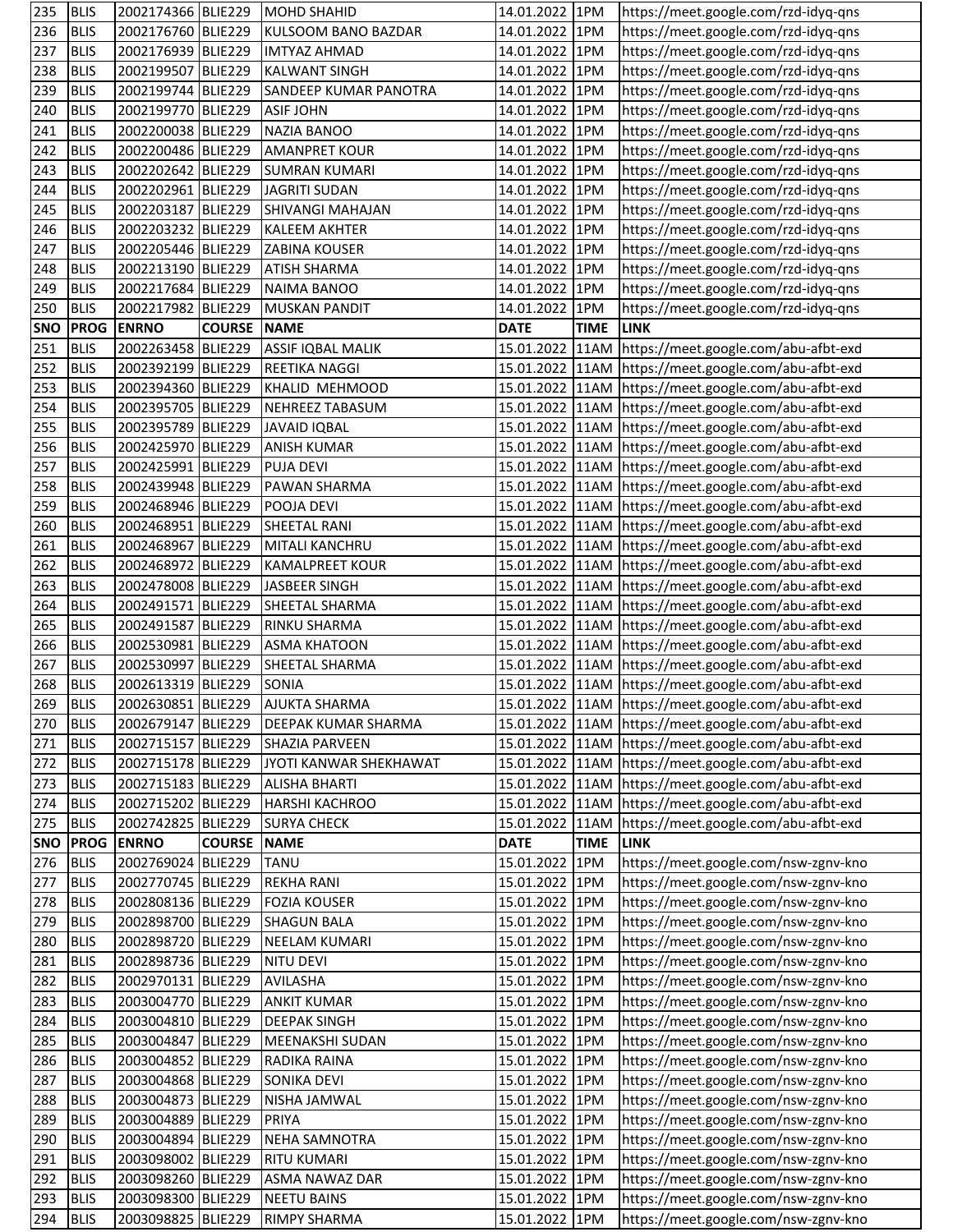| 235 | BLIS | 2002174366 | BLIE229 | MOHD SHAHID | 14.01.2022 | 1PM | https://meet.google.com/rzd-idyq-qns |
|---|---|---|---|---|---|---|---|
| 236 | BLIS | 2002176760 | BLIE229 | KULSOOM BANO BAZDAR | 14.01.2022 | 1PM | https://meet.google.com/rzd-idyq-qns |
| 237 | BLIS | 2002176939 | BLIE229 | IMTYAZ AHMAD | 14.01.2022 | 1PM | https://meet.google.com/rzd-idyq-qns |
| 238 | BLIS | 2002199507 | BLIE229 | KALWANT SINGH | 14.01.2022 | 1PM | https://meet.google.com/rzd-idyq-qns |
| 239 | BLIS | 2002199744 | BLIE229 | SANDEEP KUMAR PANOTRA | 14.01.2022 | 1PM | https://meet.google.com/rzd-idyq-qns |
| 240 | BLIS | 2002199770 | BLIE229 | ASIF JOHN | 14.01.2022 | 1PM | https://meet.google.com/rzd-idyq-qns |
| 241 | BLIS | 2002200038 | BLIE229 | NAZIA BANOO | 14.01.2022 | 1PM | https://meet.google.com/rzd-idyq-qns |
| 242 | BLIS | 2002200486 | BLIE229 | AMANPRET KOUR | 14.01.2022 | 1PM | https://meet.google.com/rzd-idyq-qns |
| 243 | BLIS | 2002202642 | BLIE229 | SUMRAN KUMARI | 14.01.2022 | 1PM | https://meet.google.com/rzd-idyq-qns |
| 244 | BLIS | 2002202961 | BLIE229 | JAGRITI SUDAN | 14.01.2022 | 1PM | https://meet.google.com/rzd-idyq-qns |
| 245 | BLIS | 2002203187 | BLIE229 | SHIVANGI MAHAJAN | 14.01.2022 | 1PM | https://meet.google.com/rzd-idyq-qns |
| 246 | BLIS | 2002203232 | BLIE229 | KALEEM AKHTER | 14.01.2022 | 1PM | https://meet.google.com/rzd-idyq-qns |
| 247 | BLIS | 2002205446 | BLIE229 | ZABINA KOUSER | 14.01.2022 | 1PM | https://meet.google.com/rzd-idyq-qns |
| 248 | BLIS | 2002213190 | BLIE229 | ATISH SHARMA | 14.01.2022 | 1PM | https://meet.google.com/rzd-idyq-qns |
| 249 | BLIS | 2002217684 | BLIE229 | NAIMA BANOO | 14.01.2022 | 1PM | https://meet.google.com/rzd-idyq-qns |
| 250 | BLIS | 2002217982 | BLIE229 | MUSKAN PANDIT | 14.01.2022 | 1PM | https://meet.google.com/rzd-idyq-qns |
| **SNO** | **PROG** | **ENRNO** | **COURSE** | **NAME** | **DATE** | **TIME** | **LINK** |
| 251 | BLIS | 2002263458 | BLIE229 | ASSIF IQBAL MALIK | 15.01.2022 | 11AM | https://meet.google.com/abu-afbt-exd |
| 252 | BLIS | 2002392199 | BLIE229 | REETIKA NAGGI | 15.01.2022 | 11AM | https://meet.google.com/abu-afbt-exd |
| 253 | BLIS | 2002394360 | BLIE229 | KHALID MEHMOOD | 15.01.2022 | 11AM | https://meet.google.com/abu-afbt-exd |
| 254 | BLIS | 2002395705 | BLIE229 | NEHREEZ TABASUM | 15.01.2022 | 11AM | https://meet.google.com/abu-afbt-exd |
| 255 | BLIS | 2002395789 | BLIE229 | JAVAID IQBAL | 15.01.2022 | 11AM | https://meet.google.com/abu-afbt-exd |
| 256 | BLIS | 2002425970 | BLIE229 | ANISH KUMAR | 15.01.2022 | 11AM | https://meet.google.com/abu-afbt-exd |
| 257 | BLIS | 2002425991 | BLIE229 | PUJA DEVI | 15.01.2022 | 11AM | https://meet.google.com/abu-afbt-exd |
| 258 | BLIS | 2002439948 | BLIE229 | PAWAN SHARMA | 15.01.2022 | 11AM | https://meet.google.com/abu-afbt-exd |
| 259 | BLIS | 2002468946 | BLIE229 | POOJA DEVI | 15.01.2022 | 11AM | https://meet.google.com/abu-afbt-exd |
| 260 | BLIS | 2002468951 | BLIE229 | SHEETAL RANI | 15.01.2022 | 11AM | https://meet.google.com/abu-afbt-exd |
| 261 | BLIS | 2002468967 | BLIE229 | MITALI KANCHRU | 15.01.2022 | 11AM | https://meet.google.com/abu-afbt-exd |
| 262 | BLIS | 2002468972 | BLIE229 | KAMALPREET KOUR | 15.01.2022 | 11AM | https://meet.google.com/abu-afbt-exd |
| 263 | BLIS | 2002478008 | BLIE229 | JASBEER SINGH | 15.01.2022 | 11AM | https://meet.google.com/abu-afbt-exd |
| 264 | BLIS | 2002491571 | BLIE229 | SHEETAL SHARMA | 15.01.2022 | 11AM | https://meet.google.com/abu-afbt-exd |
| 265 | BLIS | 2002491587 | BLIE229 | RINKU SHARMA | 15.01.2022 | 11AM | https://meet.google.com/abu-afbt-exd |
| 266 | BLIS | 2002530981 | BLIE229 | ASMA KHATOON | 15.01.2022 | 11AM | https://meet.google.com/abu-afbt-exd |
| 267 | BLIS | 2002530997 | BLIE229 | SHEETAL SHARMA | 15.01.2022 | 11AM | https://meet.google.com/abu-afbt-exd |
| 268 | BLIS | 2002613319 | BLIE229 | SONIA | 15.01.2022 | 11AM | https://meet.google.com/abu-afbt-exd |
| 269 | BLIS | 2002630851 | BLIE229 | AJUKTA SHARMA | 15.01.2022 | 11AM | https://meet.google.com/abu-afbt-exd |
| 270 | BLIS | 2002679147 | BLIE229 | DEEPAK KUMAR SHARMA | 15.01.2022 | 11AM | https://meet.google.com/abu-afbt-exd |
| 271 | BLIS | 2002715157 | BLIE229 | SHAZIA PARVEEN | 15.01.2022 | 11AM | https://meet.google.com/abu-afbt-exd |
| 272 | BLIS | 2002715178 | BLIE229 | JYOTI KANWAR SHEKHAWAT | 15.01.2022 | 11AM | https://meet.google.com/abu-afbt-exd |
| 273 | BLIS | 2002715183 | BLIE229 | ALISHA BHARTI | 15.01.2022 | 11AM | https://meet.google.com/abu-afbt-exd |
| 274 | BLIS | 2002715202 | BLIE229 | HARSHI KACHROO | 15.01.2022 | 11AM | https://meet.google.com/abu-afbt-exd |
| 275 | BLIS | 2002742825 | BLIE229 | SURYA CHECK | 15.01.2022 | 11AM | https://meet.google.com/abu-afbt-exd |
| **SNO** | **PROG** | **ENRNO** | **COURSE** | **NAME** | **DATE** | **TIME** | **LINK** |
| 276 | BLIS | 2002769024 | BLIE229 | TANU | 15.01.2022 | 1PM | https://meet.google.com/nsw-zgnv-kno |
| 277 | BLIS | 2002770745 | BLIE229 | REKHA RANI | 15.01.2022 | 1PM | https://meet.google.com/nsw-zgnv-kno |
| 278 | BLIS | 2002808136 | BLIE229 | FOZIA KOUSER | 15.01.2022 | 1PM | https://meet.google.com/nsw-zgnv-kno |
| 279 | BLIS | 2002898700 | BLIE229 | SHAGUN BALA | 15.01.2022 | 1PM | https://meet.google.com/nsw-zgnv-kno |
| 280 | BLIS | 2002898720 | BLIE229 | NEELAM KUMARI | 15.01.2022 | 1PM | https://meet.google.com/nsw-zgnv-kno |
| 281 | BLIS | 2002898736 | BLIE229 | NITU DEVI | 15.01.2022 | 1PM | https://meet.google.com/nsw-zgnv-kno |
| 282 | BLIS | 2002970131 | BLIE229 | AVILASHA | 15.01.2022 | 1PM | https://meet.google.com/nsw-zgnv-kno |
| 283 | BLIS | 2003004770 | BLIE229 | ANKIT KUMAR | 15.01.2022 | 1PM | https://meet.google.com/nsw-zgnv-kno |
| 284 | BLIS | 2003004810 | BLIE229 | DEEPAK SINGH | 15.01.2022 | 1PM | https://meet.google.com/nsw-zgnv-kno |
| 285 | BLIS | 2003004847 | BLIE229 | MEENAKSHI SUDAN | 15.01.2022 | 1PM | https://meet.google.com/nsw-zgnv-kno |
| 286 | BLIS | 2003004852 | BLIE229 | RADIKA RAINA | 15.01.2022 | 1PM | https://meet.google.com/nsw-zgnv-kno |
| 287 | BLIS | 2003004868 | BLIE229 | SONIKA DEVI | 15.01.2022 | 1PM | https://meet.google.com/nsw-zgnv-kno |
| 288 | BLIS | 2003004873 | BLIE229 | NISHA JAMWAL | 15.01.2022 | 1PM | https://meet.google.com/nsw-zgnv-kno |
| 289 | BLIS | 2003004889 | BLIE229 | PRIYA | 15.01.2022 | 1PM | https://meet.google.com/nsw-zgnv-kno |
| 290 | BLIS | 2003004894 | BLIE229 | NEHA SAMNOTRA | 15.01.2022 | 1PM | https://meet.google.com/nsw-zgnv-kno |
| 291 | BLIS | 2003098002 | BLIE229 | RITU KUMARI | 15.01.2022 | 1PM | https://meet.google.com/nsw-zgnv-kno |
| 292 | BLIS | 2003098260 | BLIE229 | ASMA NAWAZ DAR | 15.01.2022 | 1PM | https://meet.google.com/nsw-zgnv-kno |
| 293 | BLIS | 2003098300 | BLIE229 | NEETU BAINS | 15.01.2022 | 1PM | https://meet.google.com/nsw-zgnv-kno |
| 294 | BLIS | 2003098825 | BLIE229 | RIMPY SHARMA | 15.01.2022 | 1PM | https://meet.google.com/nsw-zgnv-kno |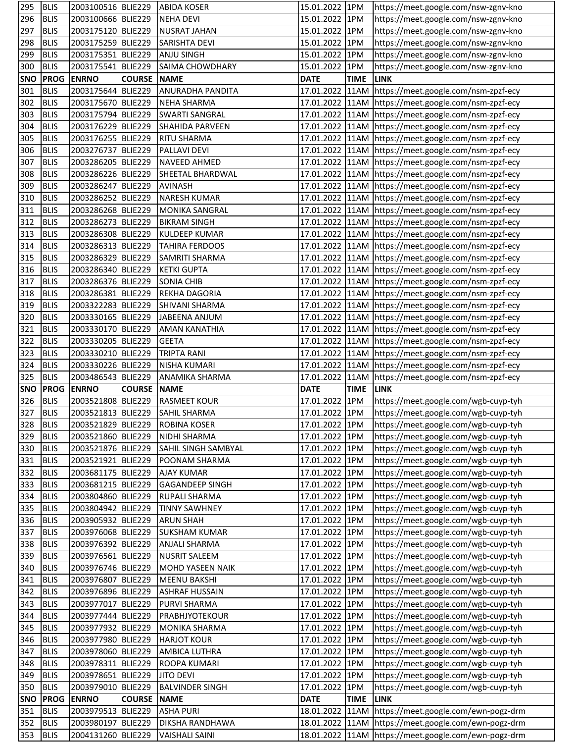| 295 | BLIS | 2003100516 | BLIE229 | ABIDA KOSER | 15.01.2022 | 1PM | https://meet.google.com/nsw-zgnv-kno |
|---|---|---|---|---|---|---|---|
| 296 | BLIS | 2003100666 | BLIE229 | NEHA DEVI | 15.01.2022 | 1PM | https://meet.google.com/nsw-zgnv-kno |
| 297 | BLIS | 2003175120 | BLIE229 | NUSRAT JAHAN | 15.01.2022 | 1PM | https://meet.google.com/nsw-zgnv-kno |
| 298 | BLIS | 2003175259 | BLIE229 | SARISHTA DEVI | 15.01.2022 | 1PM | https://meet.google.com/nsw-zgnv-kno |
| 299 | BLIS | 2003175351 | BLIE229 | ANJU SINGH | 15.01.2022 | 1PM | https://meet.google.com/nsw-zgnv-kno |
| 300 | BLIS | 2003175541 | BLIE229 | SAIMA CHOWDHARY | 15.01.2022 | 1PM | https://meet.google.com/nsw-zgnv-kno |
| **SNO** | **PROG** | **ENRNO** | **COURSE** | **NAME** | **DATE** | **TIME** | **LINK** |
| 301 | BLIS | 2003175644 | BLIE229 | ANURADHA PANDITA | 17.01.2022 | 11AM | https://meet.google.com/nsm-zpzf-ecy |
| 302 | BLIS | 2003175670 | BLIE229 | NEHA SHARMA | 17.01.2022 | 11AM | https://meet.google.com/nsm-zpzf-ecy |
| 303 | BLIS | 2003175794 | BLIE229 | SWARTI SANGRAL | 17.01.2022 | 11AM | https://meet.google.com/nsm-zpzf-ecy |
| 304 | BLIS | 2003176229 | BLIE229 | SHAHIDA PARVEEN | 17.01.2022 | 11AM | https://meet.google.com/nsm-zpzf-ecy |
| 305 | BLIS | 2003176255 | BLIE229 | RITU SHARMA | 17.01.2022 | 11AM | https://meet.google.com/nsm-zpzf-ecy |
| 306 | BLIS | 2003276737 | BLIE229 | PALLAVI DEVI | 17.01.2022 | 11AM | https://meet.google.com/nsm-zpzf-ecy |
| 307 | BLIS | 2003286205 | BLIE229 | NAVEED AHMED | 17.01.2022 | 11AM | https://meet.google.com/nsm-zpzf-ecy |
| 308 | BLIS | 2003286226 | BLIE229 | SHEETAL BHARDWAL | 17.01.2022 | 11AM | https://meet.google.com/nsm-zpzf-ecy |
| 309 | BLIS | 2003286247 | BLIE229 | AVINASH | 17.01.2022 | 11AM | https://meet.google.com/nsm-zpzf-ecy |
| 310 | BLIS | 2003286252 | BLIE229 | NARESH KUMAR | 17.01.2022 | 11AM | https://meet.google.com/nsm-zpzf-ecy |
| 311 | BLIS | 2003286268 | BLIE229 | MONIKA SANGRAL | 17.01.2022 | 11AM | https://meet.google.com/nsm-zpzf-ecy |
| 312 | BLIS | 2003286273 | BLIE229 | BIKRAM SINGH | 17.01.2022 | 11AM | https://meet.google.com/nsm-zpzf-ecy |
| 313 | BLIS | 2003286308 | BLIE229 | KULDEEP KUMAR | 17.01.2022 | 11AM | https://meet.google.com/nsm-zpzf-ecy |
| 314 | BLIS | 2003286313 | BLIE229 | TAHIRA FERDOOS | 17.01.2022 | 11AM | https://meet.google.com/nsm-zpzf-ecy |
| 315 | BLIS | 2003286329 | BLIE229 | SAMRITI SHARMA | 17.01.2022 | 11AM | https://meet.google.com/nsm-zpzf-ecy |
| 316 | BLIS | 2003286340 | BLIE229 | KETKI GUPTA | 17.01.2022 | 11AM | https://meet.google.com/nsm-zpzf-ecy |
| 317 | BLIS | 2003286376 | BLIE229 | SONIA CHIB | 17.01.2022 | 11AM | https://meet.google.com/nsm-zpzf-ecy |
| 318 | BLIS | 2003286381 | BLIE229 | REKHA DAGORIA | 17.01.2022 | 11AM | https://meet.google.com/nsm-zpzf-ecy |
| 319 | BLIS | 2003322283 | BLIE229 | SHIVANI SHARMA | 17.01.2022 | 11AM | https://meet.google.com/nsm-zpzf-ecy |
| 320 | BLIS | 2003330165 | BLIE229 | JABEENA ANJUM | 17.01.2022 | 11AM | https://meet.google.com/nsm-zpzf-ecy |
| 321 | BLIS | 2003330170 | BLIE229 | AMAN KANATHIA | 17.01.2022 | 11AM | https://meet.google.com/nsm-zpzf-ecy |
| 322 | BLIS | 2003330205 | BLIE229 | GEETA | 17.01.2022 | 11AM | https://meet.google.com/nsm-zpzf-ecy |
| 323 | BLIS | 2003330210 | BLIE229 | TRIPTA RANI | 17.01.2022 | 11AM | https://meet.google.com/nsm-zpzf-ecy |
| 324 | BLIS | 2003330226 | BLIE229 | NISHA KUMARI | 17.01.2022 | 11AM | https://meet.google.com/nsm-zpzf-ecy |
| 325 | BLIS | 2003486543 | BLIE229 | ANAMIKA SHARMA | 17.01.2022 | 11AM | https://meet.google.com/nsm-zpzf-ecy |
| **SNO** | **PROG** | **ENRNO** | **COURSE** | **NAME** | **DATE** | **TIME** | **LINK** |
| 326 | BLIS | 2003521808 | BLIE229 | RASMEET KOUR | 17.01.2022 | 1PM | https://meet.google.com/wgb-cuyp-tyh |
| 327 | BLIS | 2003521813 | BLIE229 | SAHIL SHARMA | 17.01.2022 | 1PM | https://meet.google.com/wgb-cuyp-tyh |
| 328 | BLIS | 2003521829 | BLIE229 | ROBINA KOSER | 17.01.2022 | 1PM | https://meet.google.com/wgb-cuyp-tyh |
| 329 | BLIS | 2003521860 | BLIE229 | NIDHI SHARMA | 17.01.2022 | 1PM | https://meet.google.com/wgb-cuyp-tyh |
| 330 | BLIS | 2003521876 | BLIE229 | SAHIL SINGH SAMBYAL | 17.01.2022 | 1PM | https://meet.google.com/wgb-cuyp-tyh |
| 331 | BLIS | 2003521921 | BLIE229 | POONAM SHARMA | 17.01.2022 | 1PM | https://meet.google.com/wgb-cuyp-tyh |
| 332 | BLIS | 2003681175 | BLIE229 | AJAY KUMAR | 17.01.2022 | 1PM | https://meet.google.com/wgb-cuyp-tyh |
| 333 | BLIS | 2003681215 | BLIE229 | GAGANDEEP SINGH | 17.01.2022 | 1PM | https://meet.google.com/wgb-cuyp-tyh |
| 334 | BLIS | 2003804860 | BLIE229 | RUPALI SHARMA | 17.01.2022 | 1PM | https://meet.google.com/wgb-cuyp-tyh |
| 335 | BLIS | 2003804942 | BLIE229 | TINNY SAWHNEY | 17.01.2022 | 1PM | https://meet.google.com/wgb-cuyp-tyh |
| 336 | BLIS | 2003905932 | BLIE229 | ARUN SHAH | 17.01.2022 | 1PM | https://meet.google.com/wgb-cuyp-tyh |
| 337 | BLIS | 2003976068 | BLIE229 | SUKSHAM KUMAR | 17.01.2022 | 1PM | https://meet.google.com/wgb-cuyp-tyh |
| 338 | BLIS | 2003976392 | BLIE229 | ANJALI SHARMA | 17.01.2022 | 1PM | https://meet.google.com/wgb-cuyp-tyh |
| 339 | BLIS | 2003976561 | BLIE229 | NUSRIT SALEEM | 17.01.2022 | 1PM | https://meet.google.com/wgb-cuyp-tyh |
| 340 | BLIS | 2003976746 | BLIE229 | MOHD YASEEN NAIK | 17.01.2022 | 1PM | https://meet.google.com/wgb-cuyp-tyh |
| 341 | BLIS | 2003976807 | BLIE229 | MEENU BAKSHI | 17.01.2022 | 1PM | https://meet.google.com/wgb-cuyp-tyh |
| 342 | BLIS | 2003976896 | BLIE229 | ASHRAF HUSSAIN | 17.01.2022 | 1PM | https://meet.google.com/wgb-cuyp-tyh |
| 343 | BLIS | 2003977017 | BLIE229 | PURVI SHARMA | 17.01.2022 | 1PM | https://meet.google.com/wgb-cuyp-tyh |
| 344 | BLIS | 2003977444 | BLIE229 | PRABHJYOTEKOUR | 17.01.2022 | 1PM | https://meet.google.com/wgb-cuyp-tyh |
| 345 | BLIS | 2003977932 | BLIE229 | MONIKA SHARMA | 17.01.2022 | 1PM | https://meet.google.com/wgb-cuyp-tyh |
| 346 | BLIS | 2003977980 | BLIE229 | HARJOT KOUR | 17.01.2022 | 1PM | https://meet.google.com/wgb-cuyp-tyh |
| 347 | BLIS | 2003978060 | BLIE229 | AMBICA LUTHRA | 17.01.2022 | 1PM | https://meet.google.com/wgb-cuyp-tyh |
| 348 | BLIS | 2003978311 | BLIE229 | ROOPA KUMARI | 17.01.2022 | 1PM | https://meet.google.com/wgb-cuyp-tyh |
| 349 | BLIS | 2003978651 | BLIE229 | JITO DEVI | 17.01.2022 | 1PM | https://meet.google.com/wgb-cuyp-tyh |
| 350 | BLIS | 2003979010 | BLIE229 | BALVINDER SINGH | 17.01.2022 | 1PM | https://meet.google.com/wgb-cuyp-tyh |
| **SNO** | **PROG** | **ENRNO** | **COURSE** | **NAME** | **DATE** | **TIME** | **LINK** |
| 351 | BLIS | 2003979513 | BLIE229 | ASHA PURI | 18.01.2022 | 11AM | https://meet.google.com/ewn-pogz-drm |
| 352 | BLIS | 2003980197 | BLIE229 | DIKSHA RANDHAWA | 18.01.2022 | 11AM | https://meet.google.com/ewn-pogz-drm |
| 353 | BLIS | 2004131260 | BLIE229 | VAISHALI SAINI | 18.01.2022 | 11AM | https://meet.google.com/ewn-pogz-drm |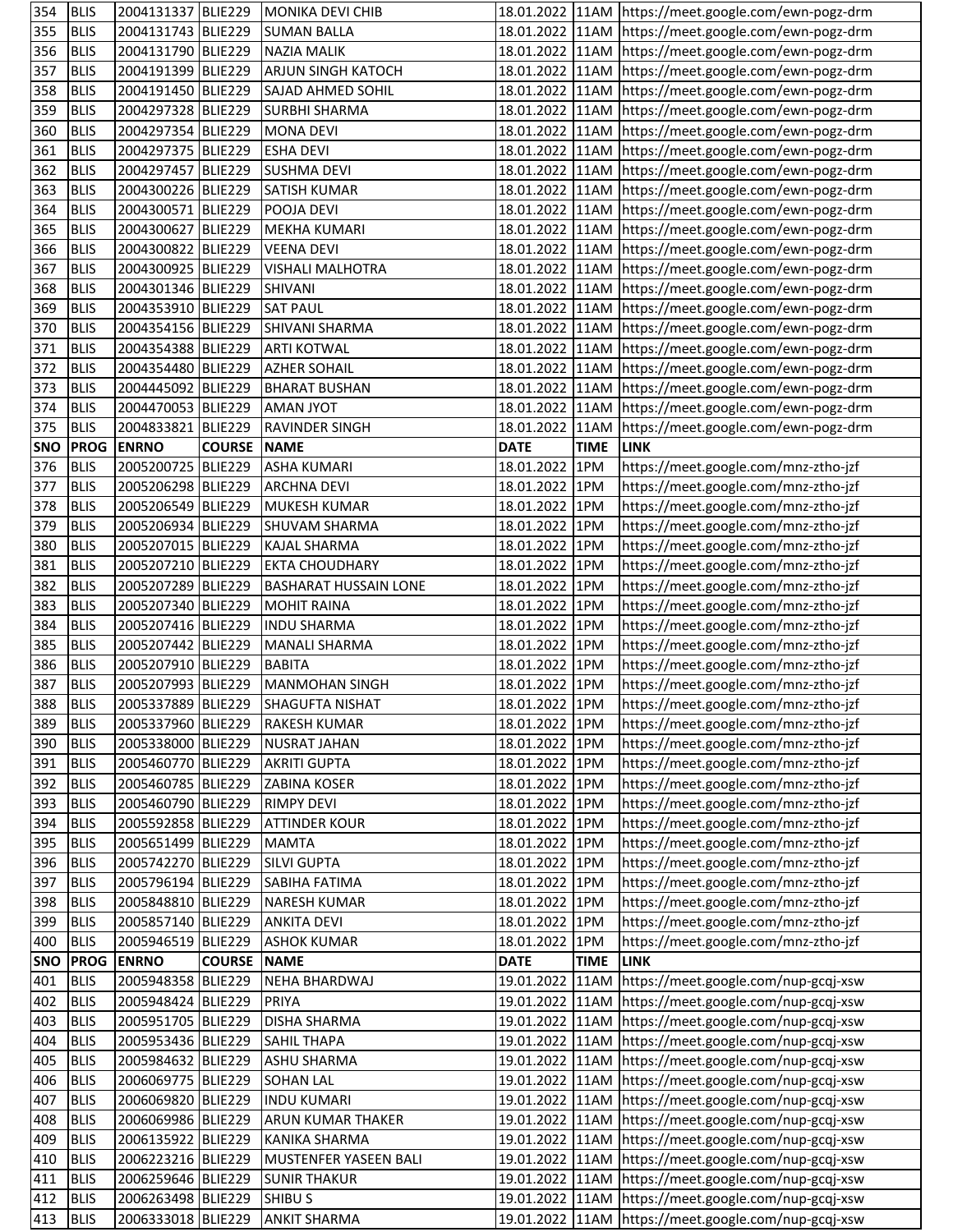| SNO | PROG | ENRNO | COURSE | NAME | DATE | TIME | LINK |
|---|---|---|---|---|---|---|---|
| 354 | BLIS | 2004131337 | BLIE229 | MONIKA DEVI CHIB | 18.01.2022 | 11AM | https://meet.google.com/ewn-pogz-drm |
| 355 | BLIS | 2004131743 | BLIE229 | SUMAN BALLA | 18.01.2022 | 11AM | https://meet.google.com/ewn-pogz-drm |
| 356 | BLIS | 2004131790 | BLIE229 | NAZIA MALIK | 18.01.2022 | 11AM | https://meet.google.com/ewn-pogz-drm |
| 357 | BLIS | 2004191399 | BLIE229 | ARJUN SINGH KATOCH | 18.01.2022 | 11AM | https://meet.google.com/ewn-pogz-drm |
| 358 | BLIS | 2004191450 | BLIE229 | SAJAD AHMED SOHIL | 18.01.2022 | 11AM | https://meet.google.com/ewn-pogz-drm |
| 359 | BLIS | 2004297328 | BLIE229 | SURBHI SHARMA | 18.01.2022 | 11AM | https://meet.google.com/ewn-pogz-drm |
| 360 | BLIS | 2004297354 | BLIE229 | MONA DEVI | 18.01.2022 | 11AM | https://meet.google.com/ewn-pogz-drm |
| 361 | BLIS | 2004297375 | BLIE229 | ESHA DEVI | 18.01.2022 | 11AM | https://meet.google.com/ewn-pogz-drm |
| 362 | BLIS | 2004297457 | BLIE229 | SUSHMA DEVI | 18.01.2022 | 11AM | https://meet.google.com/ewn-pogz-drm |
| 363 | BLIS | 2004300226 | BLIE229 | SATISH KUMAR | 18.01.2022 | 11AM | https://meet.google.com/ewn-pogz-drm |
| 364 | BLIS | 2004300571 | BLIE229 | POOJA DEVI | 18.01.2022 | 11AM | https://meet.google.com/ewn-pogz-drm |
| 365 | BLIS | 2004300627 | BLIE229 | MEKHA KUMARI | 18.01.2022 | 11AM | https://meet.google.com/ewn-pogz-drm |
| 366 | BLIS | 2004300822 | BLIE229 | VEENA DEVI | 18.01.2022 | 11AM | https://meet.google.com/ewn-pogz-drm |
| 367 | BLIS | 2004300925 | BLIE229 | VISHALI MALHOTRA | 18.01.2022 | 11AM | https://meet.google.com/ewn-pogz-drm |
| 368 | BLIS | 2004301346 | BLIE229 | SHIVANI | 18.01.2022 | 11AM | https://meet.google.com/ewn-pogz-drm |
| 369 | BLIS | 2004353910 | BLIE229 | SAT PAUL | 18.01.2022 | 11AM | https://meet.google.com/ewn-pogz-drm |
| 370 | BLIS | 2004354156 | BLIE229 | SHIVANI SHARMA | 18.01.2022 | 11AM | https://meet.google.com/ewn-pogz-drm |
| 371 | BLIS | 2004354388 | BLIE229 | ARTI KOTWAL | 18.01.2022 | 11AM | https://meet.google.com/ewn-pogz-drm |
| 372 | BLIS | 2004354480 | BLIE229 | AZHER SOHAIL | 18.01.2022 | 11AM | https://meet.google.com/ewn-pogz-drm |
| 373 | BLIS | 2004445092 | BLIE229 | BHARAT BUSHAN | 18.01.2022 | 11AM | https://meet.google.com/ewn-pogz-drm |
| 374 | BLIS | 2004470053 | BLIE229 | AMAN JYOT | 18.01.2022 | 11AM | https://meet.google.com/ewn-pogz-drm |
| 375 | BLIS | 2004833821 | BLIE229 | RAVINDER SINGH | 18.01.2022 | 11AM | https://meet.google.com/ewn-pogz-drm |
| **SNO** | **PROG** | **ENRNO** | **COURSE** | **NAME** | **DATE** | **TIME** | **LINK** |
| 376 | BLIS | 2005200725 | BLIE229 | ASHA KUMARI | 18.01.2022 | 1PM | https://meet.google.com/mnz-ztho-jzf |
| 377 | BLIS | 2005206298 | BLIE229 | ARCHNA DEVI | 18.01.2022 | 1PM | https://meet.google.com/mnz-ztho-jzf |
| 378 | BLIS | 2005206549 | BLIE229 | MUKESH KUMAR | 18.01.2022 | 1PM | https://meet.google.com/mnz-ztho-jzf |
| 379 | BLIS | 2005206934 | BLIE229 | SHUVAM SHARMA | 18.01.2022 | 1PM | https://meet.google.com/mnz-ztho-jzf |
| 380 | BLIS | 2005207015 | BLIE229 | KAJAL SHARMA | 18.01.2022 | 1PM | https://meet.google.com/mnz-ztho-jzf |
| 381 | BLIS | 2005207210 | BLIE229 | EKTA CHOUDHARY | 18.01.2022 | 1PM | https://meet.google.com/mnz-ztho-jzf |
| 382 | BLIS | 2005207289 | BLIE229 | BASHARAT HUSSAIN LONE | 18.01.2022 | 1PM | https://meet.google.com/mnz-ztho-jzf |
| 383 | BLIS | 2005207340 | BLIE229 | MOHIT RAINA | 18.01.2022 | 1PM | https://meet.google.com/mnz-ztho-jzf |
| 384 | BLIS | 2005207416 | BLIE229 | INDU SHARMA | 18.01.2022 | 1PM | https://meet.google.com/mnz-ztho-jzf |
| 385 | BLIS | 2005207442 | BLIE229 | MANALI SHARMA | 18.01.2022 | 1PM | https://meet.google.com/mnz-ztho-jzf |
| 386 | BLIS | 2005207910 | BLIE229 | BABITA | 18.01.2022 | 1PM | https://meet.google.com/mnz-ztho-jzf |
| 387 | BLIS | 2005207993 | BLIE229 | MANMOHAN SINGH | 18.01.2022 | 1PM | https://meet.google.com/mnz-ztho-jzf |
| 388 | BLIS | 2005337889 | BLIE229 | SHAGUFTA NISHAT | 18.01.2022 | 1PM | https://meet.google.com/mnz-ztho-jzf |
| 389 | BLIS | 2005337960 | BLIE229 | RAKESH KUMAR | 18.01.2022 | 1PM | https://meet.google.com/mnz-ztho-jzf |
| 390 | BLIS | 2005338000 | BLIE229 | NUSRAT JAHAN | 18.01.2022 | 1PM | https://meet.google.com/mnz-ztho-jzf |
| 391 | BLIS | 2005460770 | BLIE229 | AKRITI GUPTA | 18.01.2022 | 1PM | https://meet.google.com/mnz-ztho-jzf |
| 392 | BLIS | 2005460785 | BLIE229 | ZABINA KOSER | 18.01.2022 | 1PM | https://meet.google.com/mnz-ztho-jzf |
| 393 | BLIS | 2005460790 | BLIE229 | RIMPY DEVI | 18.01.2022 | 1PM | https://meet.google.com/mnz-ztho-jzf |
| 394 | BLIS | 2005592858 | BLIE229 | ATTINDER KOUR | 18.01.2022 | 1PM | https://meet.google.com/mnz-ztho-jzf |
| 395 | BLIS | 2005651499 | BLIE229 | MAMTA | 18.01.2022 | 1PM | https://meet.google.com/mnz-ztho-jzf |
| 396 | BLIS | 2005742270 | BLIE229 | SILVI GUPTA | 18.01.2022 | 1PM | https://meet.google.com/mnz-ztho-jzf |
| 397 | BLIS | 2005796194 | BLIE229 | SABIHA FATIMA | 18.01.2022 | 1PM | https://meet.google.com/mnz-ztho-jzf |
| 398 | BLIS | 2005848810 | BLIE229 | NARESH KUMAR | 18.01.2022 | 1PM | https://meet.google.com/mnz-ztho-jzf |
| 399 | BLIS | 2005857140 | BLIE229 | ANKITA DEVI | 18.01.2022 | 1PM | https://meet.google.com/mnz-ztho-jzf |
| 400 | BLIS | 2005946519 | BLIE229 | ASHOK KUMAR | 18.01.2022 | 1PM | https://meet.google.com/mnz-ztho-jzf |
| **SNO** | **PROG** | **ENRNO** | **COURSE** | **NAME** | **DATE** | **TIME** | **LINK** |
| 401 | BLIS | 2005948358 | BLIE229 | NEHA BHARDWAJ | 19.01.2022 | 11AM | https://meet.google.com/nup-gcqj-xsw |
| 402 | BLIS | 2005948424 | BLIE229 | PRIYA | 19.01.2022 | 11AM | https://meet.google.com/nup-gcqj-xsw |
| 403 | BLIS | 2005951705 | BLIE229 | DISHA SHARMA | 19.01.2022 | 11AM | https://meet.google.com/nup-gcqj-xsw |
| 404 | BLIS | 2005953436 | BLIE229 | SAHIL THAPA | 19.01.2022 | 11AM | https://meet.google.com/nup-gcqj-xsw |
| 405 | BLIS | 2005984632 | BLIE229 | ASHU SHARMA | 19.01.2022 | 11AM | https://meet.google.com/nup-gcqj-xsw |
| 406 | BLIS | 2006069775 | BLIE229 | SOHAN LAL | 19.01.2022 | 11AM | https://meet.google.com/nup-gcqj-xsw |
| 407 | BLIS | 2006069820 | BLIE229 | INDU KUMARI | 19.01.2022 | 11AM | https://meet.google.com/nup-gcqj-xsw |
| 408 | BLIS | 2006069986 | BLIE229 | ARUN KUMAR THAKER | 19.01.2022 | 11AM | https://meet.google.com/nup-gcqj-xsw |
| 409 | BLIS | 2006135922 | BLIE229 | KANIKA SHARMA | 19.01.2022 | 11AM | https://meet.google.com/nup-gcqj-xsw |
| 410 | BLIS | 2006223216 | BLIE229 | MUSTENFER YASEEN BALI | 19.01.2022 | 11AM | https://meet.google.com/nup-gcqj-xsw |
| 411 | BLIS | 2006259646 | BLIE229 | SUNIR THAKUR | 19.01.2022 | 11AM | https://meet.google.com/nup-gcqj-xsw |
| 412 | BLIS | 2006263498 | BLIE229 | SHIBU S | 19.01.2022 | 11AM | https://meet.google.com/nup-gcqj-xsw |
| 413 | BLIS | 2006333018 | BLIE229 | ANKIT SHARMA | 19.01.2022 | 11AM | https://meet.google.com/nup-gcqj-xsw |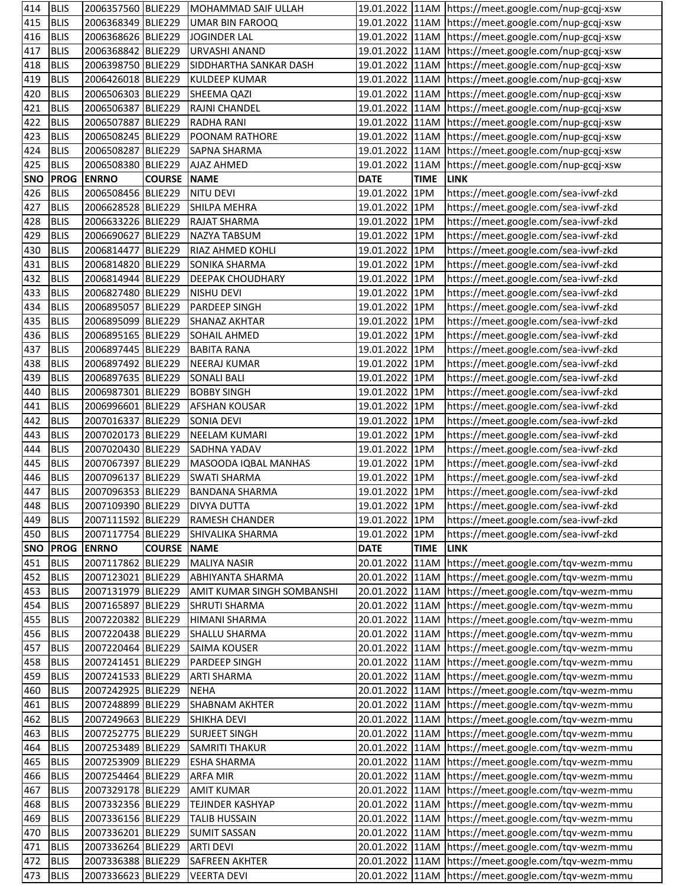| 414 | BLIS | 2006357560 | BLIE229 | MOHAMMAD SAIF ULLAH | 19.01.2022 | 11AM | https://meet.google.com/nup-gcqj-xsw |
|---|---|---|---|---|---|---|---|
| 415 | BLIS | 2006368349 | BLIE229 | UMAR BIN FAROOQ | 19.01.2022 | 11AM | https://meet.google.com/nup-gcqj-xsw |
| 416 | BLIS | 2006368626 | BLIE229 | JOGINDER LAL | 19.01.2022 | 11AM | https://meet.google.com/nup-gcqj-xsw |
| 417 | BLIS | 2006368842 | BLIE229 | URVASHI ANAND | 19.01.2022 | 11AM | https://meet.google.com/nup-gcqj-xsw |
| 418 | BLIS | 2006398750 | BLIE229 | SIDDHARTHA SANKAR DASH | 19.01.2022 | 11AM | https://meet.google.com/nup-gcqj-xsw |
| 419 | BLIS | 2006426018 | BLIE229 | KULDEEP KUMAR | 19.01.2022 | 11AM | https://meet.google.com/nup-gcqj-xsw |
| 420 | BLIS | 2006506303 | BLIE229 | SHEEMA QAZI | 19.01.2022 | 11AM | https://meet.google.com/nup-gcqj-xsw |
| 421 | BLIS | 2006506387 | BLIE229 | RAJNI CHANDEL | 19.01.2022 | 11AM | https://meet.google.com/nup-gcqj-xsw |
| 422 | BLIS | 2006507887 | BLIE229 | RADHA RANI | 19.01.2022 | 11AM | https://meet.google.com/nup-gcqj-xsw |
| 423 | BLIS | 2006508245 | BLIE229 | POONAM RATHORE | 19.01.2022 | 11AM | https://meet.google.com/nup-gcqj-xsw |
| 424 | BLIS | 2006508287 | BLIE229 | SAPNA SHARMA | 19.01.2022 | 11AM | https://meet.google.com/nup-gcqj-xsw |
| 425 | BLIS | 2006508380 | BLIE229 | AJAZ AHMED | 19.01.2022 | 11AM | https://meet.google.com/nup-gcqj-xsw |
| **SNO** | **PROG** | **ENRNO** | **COURSE** | **NAME** | **DATE** | **TIME** | **LINK** |
| 426 | BLIS | 2006508456 | BLIE229 | NITU DEVI | 19.01.2022 | 1PM | https://meet.google.com/sea-ivwf-zkd |
| 427 | BLIS | 2006628528 | BLIE229 | SHILPA MEHRA | 19.01.2022 | 1PM | https://meet.google.com/sea-ivwf-zkd |
| 428 | BLIS | 2006633226 | BLIE229 | RAJAT SHARMA | 19.01.2022 | 1PM | https://meet.google.com/sea-ivwf-zkd |
| 429 | BLIS | 2006690627 | BLIE229 | NAZYA TABSUM | 19.01.2022 | 1PM | https://meet.google.com/sea-ivwf-zkd |
| 430 | BLIS | 2006814477 | BLIE229 | RIAZ AHMED KOHLI | 19.01.2022 | 1PM | https://meet.google.com/sea-ivwf-zkd |
| 431 | BLIS | 2006814820 | BLIE229 | SONIKA SHARMA | 19.01.2022 | 1PM | https://meet.google.com/sea-ivwf-zkd |
| 432 | BLIS | 2006814944 | BLIE229 | DEEPAK CHOUDHARY | 19.01.2022 | 1PM | https://meet.google.com/sea-ivwf-zkd |
| 433 | BLIS | 2006827480 | BLIE229 | NISHU DEVI | 19.01.2022 | 1PM | https://meet.google.com/sea-ivwf-zkd |
| 434 | BLIS | 2006895057 | BLIE229 | PARDEEP SINGH | 19.01.2022 | 1PM | https://meet.google.com/sea-ivwf-zkd |
| 435 | BLIS | 2006895099 | BLIE229 | SHANAZ AKHTAR | 19.01.2022 | 1PM | https://meet.google.com/sea-ivwf-zkd |
| 436 | BLIS | 2006895165 | BLIE229 | SOHAIL AHMED | 19.01.2022 | 1PM | https://meet.google.com/sea-ivwf-zkd |
| 437 | BLIS | 2006897445 | BLIE229 | BABITA RANA | 19.01.2022 | 1PM | https://meet.google.com/sea-ivwf-zkd |
| 438 | BLIS | 2006897492 | BLIE229 | NEERAJ KUMAR | 19.01.2022 | 1PM | https://meet.google.com/sea-ivwf-zkd |
| 439 | BLIS | 2006897635 | BLIE229 | SONALI BALI | 19.01.2022 | 1PM | https://meet.google.com/sea-ivwf-zkd |
| 440 | BLIS | 2006987301 | BLIE229 | BOBBY SINGH | 19.01.2022 | 1PM | https://meet.google.com/sea-ivwf-zkd |
| 441 | BLIS | 2006996601 | BLIE229 | AFSHAN KOUSAR | 19.01.2022 | 1PM | https://meet.google.com/sea-ivwf-zkd |
| 442 | BLIS | 2007016337 | BLIE229 | SONIA DEVI | 19.01.2022 | 1PM | https://meet.google.com/sea-ivwf-zkd |
| 443 | BLIS | 2007020173 | BLIE229 | NEELAM KUMARI | 19.01.2022 | 1PM | https://meet.google.com/sea-ivwf-zkd |
| 444 | BLIS | 2007020430 | BLIE229 | SADHNA YADAV | 19.01.2022 | 1PM | https://meet.google.com/sea-ivwf-zkd |
| 445 | BLIS | 2007067397 | BLIE229 | MASOODA IQBAL MANHAS | 19.01.2022 | 1PM | https://meet.google.com/sea-ivwf-zkd |
| 446 | BLIS | 2007096137 | BLIE229 | SWATI SHARMA | 19.01.2022 | 1PM | https://meet.google.com/sea-ivwf-zkd |
| 447 | BLIS | 2007096353 | BLIE229 | BANDANA SHARMA | 19.01.2022 | 1PM | https://meet.google.com/sea-ivwf-zkd |
| 448 | BLIS | 2007109390 | BLIE229 | DIVYA DUTTA | 19.01.2022 | 1PM | https://meet.google.com/sea-ivwf-zkd |
| 449 | BLIS | 2007111592 | BLIE229 | RAMESH CHANDER | 19.01.2022 | 1PM | https://meet.google.com/sea-ivwf-zkd |
| 450 | BLIS | 2007117754 | BLIE229 | SHIVALIKA SHARMA | 19.01.2022 | 1PM | https://meet.google.com/sea-ivwf-zkd |
| **SNO** | **PROG** | **ENRNO** | **COURSE** | **NAME** | **DATE** | **TIME** | **LINK** |
| 451 | BLIS | 2007117862 | BLIE229 | MALIYA NASIR | 20.01.2022 | 11AM | https://meet.google.com/tqv-wezm-mmu |
| 452 | BLIS | 2007123021 | BLIE229 | ABHIYANTA SHARMA | 20.01.2022 | 11AM | https://meet.google.com/tqv-wezm-mmu |
| 453 | BLIS | 2007131979 | BLIE229 | AMIT KUMAR SINGH SOMBANSHI | 20.01.2022 | 11AM | https://meet.google.com/tqv-wezm-mmu |
| 454 | BLIS | 2007165897 | BLIE229 | SHRUTI SHARMA | 20.01.2022 | 11AM | https://meet.google.com/tqv-wezm-mmu |
| 455 | BLIS | 2007220382 | BLIE229 | HIMANI SHARMA | 20.01.2022 | 11AM | https://meet.google.com/tqv-wezm-mmu |
| 456 | BLIS | 2007220438 | BLIE229 | SHALLU SHARMA | 20.01.2022 | 11AM | https://meet.google.com/tqv-wezm-mmu |
| 457 | BLIS | 2007220464 | BLIE229 | SAIMA KOUSER | 20.01.2022 | 11AM | https://meet.google.com/tqv-wezm-mmu |
| 458 | BLIS | 2007241451 | BLIE229 | PARDEEP SINGH | 20.01.2022 | 11AM | https://meet.google.com/tqv-wezm-mmu |
| 459 | BLIS | 2007241533 | BLIE229 | ARTI SHARMA | 20.01.2022 | 11AM | https://meet.google.com/tqv-wezm-mmu |
| 460 | BLIS | 2007242925 | BLIE229 | NEHA | 20.01.2022 | 11AM | https://meet.google.com/tqv-wezm-mmu |
| 461 | BLIS | 2007248899 | BLIE229 | SHABNAM AKHTER | 20.01.2022 | 11AM | https://meet.google.com/tqv-wezm-mmu |
| 462 | BLIS | 2007249663 | BLIE229 | SHIKHA DEVI | 20.01.2022 | 11AM | https://meet.google.com/tqv-wezm-mmu |
| 463 | BLIS | 2007252775 | BLIE229 | SURJEET SINGH | 20.01.2022 | 11AM | https://meet.google.com/tqv-wezm-mmu |
| 464 | BLIS | 2007253489 | BLIE229 | SAMRITI THAKUR | 20.01.2022 | 11AM | https://meet.google.com/tqv-wezm-mmu |
| 465 | BLIS | 2007253909 | BLIE229 | ESHA SHARMA | 20.01.2022 | 11AM | https://meet.google.com/tqv-wezm-mmu |
| 466 | BLIS | 2007254464 | BLIE229 | ARFA MIR | 20.01.2022 | 11AM | https://meet.google.com/tqv-wezm-mmu |
| 467 | BLIS | 2007329178 | BLIE229 | AMIT KUMAR | 20.01.2022 | 11AM | https://meet.google.com/tqv-wezm-mmu |
| 468 | BLIS | 2007332356 | BLIE229 | TEJINDER KASHYAP | 20.01.2022 | 11AM | https://meet.google.com/tqv-wezm-mmu |
| 469 | BLIS | 2007336156 | BLIE229 | TALIB HUSSAIN | 20.01.2022 | 11AM | https://meet.google.com/tqv-wezm-mmu |
| 470 | BLIS | 2007336201 | BLIE229 | SUMIT SASSAN | 20.01.2022 | 11AM | https://meet.google.com/tqv-wezm-mmu |
| 471 | BLIS | 2007336264 | BLIE229 | ARTI DEVI | 20.01.2022 | 11AM | https://meet.google.com/tqv-wezm-mmu |
| 472 | BLIS | 2007336388 | BLIE229 | SAFREEN AKHTER | 20.01.2022 | 11AM | https://meet.google.com/tqv-wezm-mmu |
| 473 | BLIS | 2007336623 | BLIE229 | VEERTA DEVI | 20.01.2022 | 11AM | https://meet.google.com/tqv-wezm-mmu |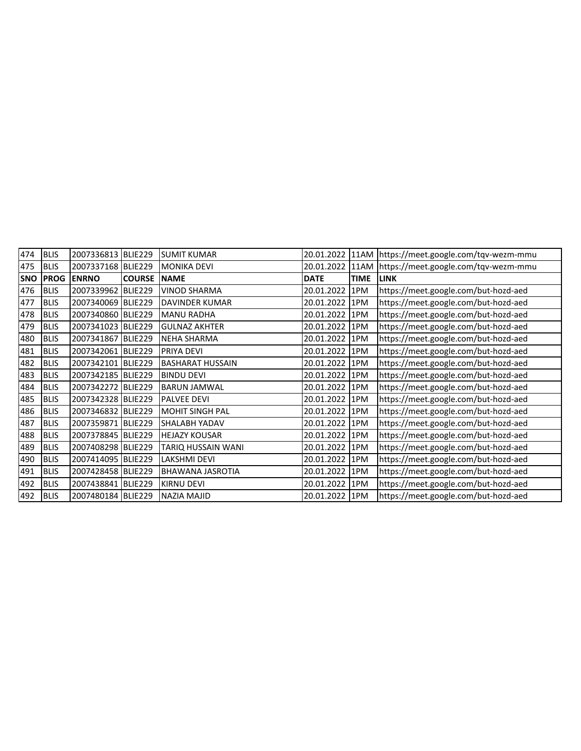| | | | | | | | |
|---|---|---|---|---|---|---|---|
| 474 | BLIS | 2007336813 | BLIE229 | SUMIT KUMAR | 20.01.2022 | 11AM | https://meet.google.com/tqv-wezm-mmu |
| 475 | BLIS | 2007337168 | BLIE229 | MONIKA DEVI | 20.01.2022 | 11AM | https://meet.google.com/tqv-wezm-mmu |
| **SNO** | **PROG** | **ENRNO** | **COURSE** | **NAME** | **DATE** | **TIME** | **LINK** |
| 476 | BLIS | 2007339962 | BLIE229 | VINOD SHARMA | 20.01.2022 | 1PM | https://meet.google.com/but-hozd-aed |
| 477 | BLIS | 2007340069 | BLIE229 | DAVINDER KUMAR | 20.01.2022 | 1PM | https://meet.google.com/but-hozd-aed |
| 478 | BLIS | 2007340860 | BLIE229 | MANU RADHA | 20.01.2022 | 1PM | https://meet.google.com/but-hozd-aed |
| 479 | BLIS | 2007341023 | BLIE229 | GULNAZ AKHTER | 20.01.2022 | 1PM | https://meet.google.com/but-hozd-aed |
| 480 | BLIS | 2007341867 | BLIE229 | NEHA SHARMA | 20.01.2022 | 1PM | https://meet.google.com/but-hozd-aed |
| 481 | BLIS | 2007342061 | BLIE229 | PRIYA DEVI | 20.01.2022 | 1PM | https://meet.google.com/but-hozd-aed |
| 482 | BLIS | 2007342101 | BLIE229 | BASHARAT HUSSAIN | 20.01.2022 | 1PM | https://meet.google.com/but-hozd-aed |
| 483 | BLIS | 2007342185 | BLIE229 | BINDU DEVI | 20.01.2022 | 1PM | https://meet.google.com/but-hozd-aed |
| 484 | BLIS | 2007342272 | BLIE229 | BARUN JAMWAL | 20.01.2022 | 1PM | https://meet.google.com/but-hozd-aed |
| 485 | BLIS | 2007342328 | BLIE229 | PALVEE DEVI | 20.01.2022 | 1PM | https://meet.google.com/but-hozd-aed |
| 486 | BLIS | 2007346832 | BLIE229 | MOHIT SINGH PAL | 20.01.2022 | 1PM | https://meet.google.com/but-hozd-aed |
| 487 | BLIS | 2007359871 | BLIE229 | SHALABH YADAV | 20.01.2022 | 1PM | https://meet.google.com/but-hozd-aed |
| 488 | BLIS | 2007378845 | BLIE229 | HEJAZY KOUSAR | 20.01.2022 | 1PM | https://meet.google.com/but-hozd-aed |
| 489 | BLIS | 2007408298 | BLIE229 | TARIQ HUSSAIN WANI | 20.01.2022 | 1PM | https://meet.google.com/but-hozd-aed |
| 490 | BLIS | 2007414095 | BLIE229 | LAKSHMI DEVI | 20.01.2022 | 1PM | https://meet.google.com/but-hozd-aed |
| 491 | BLIS | 2007428458 | BLIE229 | BHAWANA JASROTIA | 20.01.2022 | 1PM | https://meet.google.com/but-hozd-aed |
| 492 | BLIS | 2007438841 | BLIE229 | KIRNU DEVI | 20.01.2022 | 1PM | https://meet.google.com/but-hozd-aed |
| 492 | BLIS | 2007480184 | BLIE229 | NAZIA MAJID | 20.01.2022 | 1PM | https://meet.google.com/but-hozd-aed |